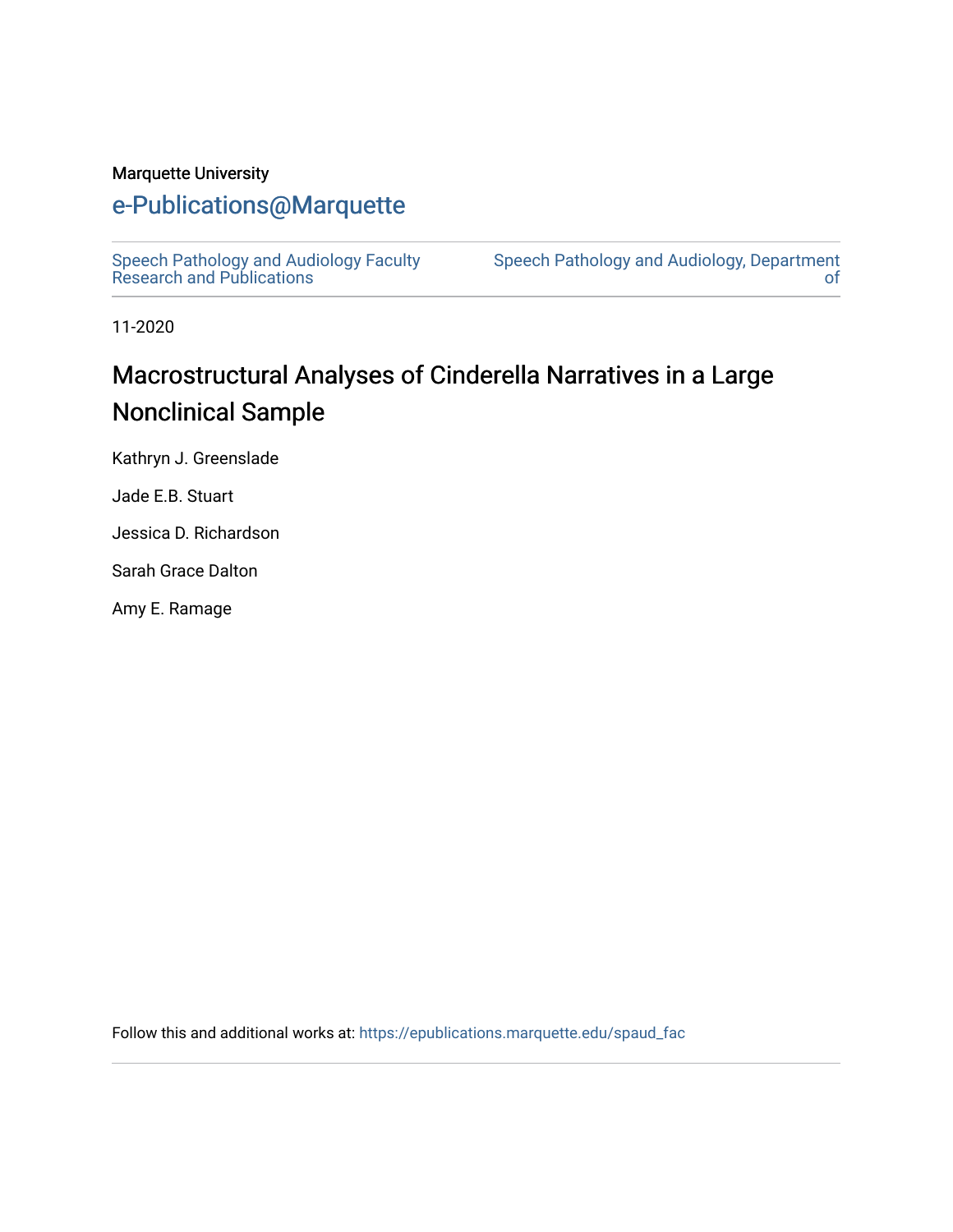Marquette University

## e-Publications@Marquette

Speech Pathology and Audiology Faculty Research and Publications

Speech Pathology and Audiology, Department of

11-2020

# Macrostructural Analyses of Cinderella Narratives in a Large Nonclinical Sample

Kathryn J. Greenslade

Jade E.B. Stuart

Jessica D. Richardson

Sarah Grace Dalton

Amy E. Ramage

Follow this and additional works at: https://epublications.marquette.edu/spaud_fac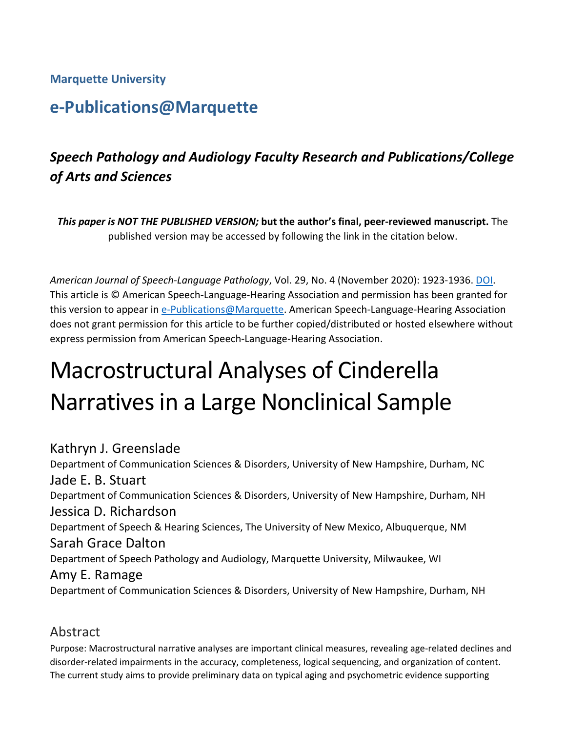**Marquette University**

## e-Publications@Marquette

### *Speech Pathology and Audiology Faculty Research and Publications/College of Arts and Sciences*

***This paper is NOT THE PUBLISHED VERSION;* but the author's final, peer-reviewed manuscript.** The published version may be accessed by following the link in the citation below.

*American Journal of Speech-Language Pathology*, Vol. 29, No. 4 (November 2020): 1923-1936. DOI. This article is © American Speech-Language-Hearing Association and permission has been granted for this version to appear in e-Publications@Marquette. American Speech-Language-Hearing Association does not grant permission for this article to be further copied/distributed or hosted elsewhere without express permission from American Speech-Language-Hearing Association.

# Macrostructural Analyses of Cinderella Narratives in a Large Nonclinical Sample

Kathryn J. Greenslade
Department of Communication Sciences & Disorders, University of New Hampshire, Durham, NC

Jade E. B. Stuart
Department of Communication Sciences & Disorders, University of New Hampshire, Durham, NH

Jessica D. Richardson
Department of Speech & Hearing Sciences, The University of New Mexico, Albuquerque, NM

Sarah Grace Dalton
Department of Speech Pathology and Audiology, Marquette University, Milwaukee, WI

Amy E. Ramage
Department of Communication Sciences & Disorders, University of New Hampshire, Durham, NH

## Abstract

Purpose: Macrostructural narrative analyses are important clinical measures, revealing age-related declines and disorder-related impairments in the accuracy, completeness, logical sequencing, and organization of content. The current study aims to provide preliminary data on typical aging and psychometric evidence supporting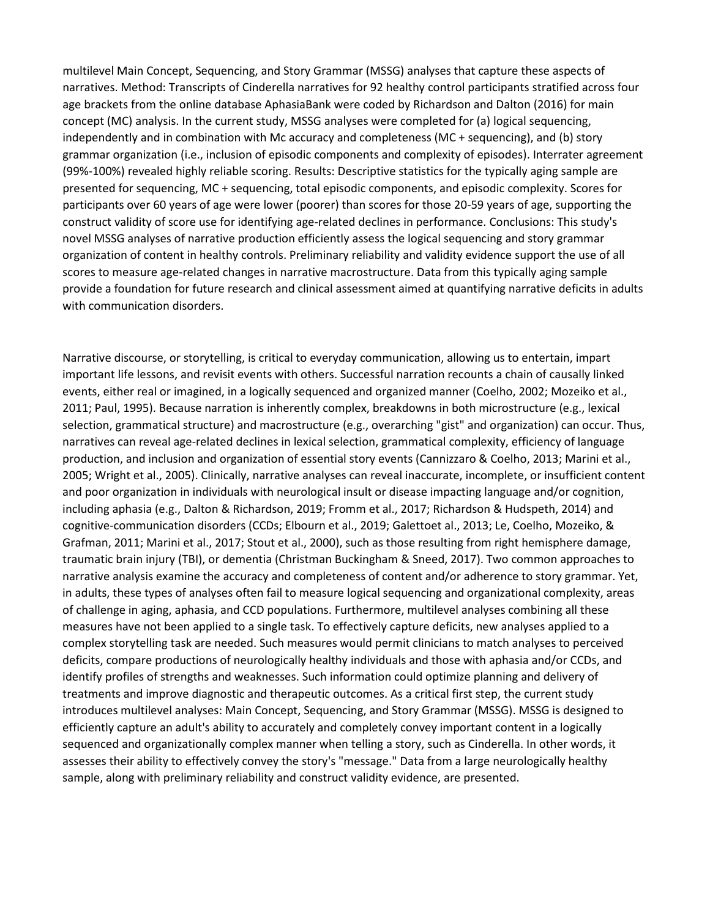multilevel Main Concept, Sequencing, and Story Grammar (MSSG) analyses that capture these aspects of narratives. Method: Transcripts of Cinderella narratives for 92 healthy control participants stratified across four age brackets from the online database AphasiaBank were coded by Richardson and Dalton (2016) for main concept (MC) analysis. In the current study, MSSG analyses were completed for (a) logical sequencing, independently and in combination with Mc accuracy and completeness (MC + sequencing), and (b) story grammar organization (i.e., inclusion of episodic components and complexity of episodes). Interrater agreement (99%-100%) revealed highly reliable scoring. Results: Descriptive statistics for the typically aging sample are presented for sequencing, MC + sequencing, total episodic components, and episodic complexity. Scores for participants over 60 years of age were lower (poorer) than scores for those 20-59 years of age, supporting the construct validity of score use for identifying age-related declines in performance. Conclusions: This study's novel MSSG analyses of narrative production efficiently assess the logical sequencing and story grammar organization of content in healthy controls. Preliminary reliability and validity evidence support the use of all scores to measure age-related changes in narrative macrostructure. Data from this typically aging sample provide a foundation for future research and clinical assessment aimed at quantifying narrative deficits in adults with communication disorders.

Narrative discourse, or storytelling, is critical to everyday communication, allowing us to entertain, impart important life lessons, and revisit events with others. Successful narration recounts a chain of causally linked events, either real or imagined, in a logically sequenced and organized manner (Coelho, 2002; Mozeiko et al., 2011; Paul, 1995). Because narration is inherently complex, breakdowns in both microstructure (e.g., lexical selection, grammatical structure) and macrostructure (e.g., overarching "gist" and organization) can occur. Thus, narratives can reveal age-related declines in lexical selection, grammatical complexity, efficiency of language production, and inclusion and organization of essential story events (Cannizzaro & Coelho, 2013; Marini et al., 2005; Wright et al., 2005). Clinically, narrative analyses can reveal inaccurate, incomplete, or insufficient content and poor organization in individuals with neurological insult or disease impacting language and/or cognition, including aphasia (e.g., Dalton & Richardson, 2019; Fromm et al., 2017; Richardson & Hudspeth, 2014) and cognitive-communication disorders (CCDs; Elbourn et al., 2019; Galettoet al., 2013; Le, Coelho, Mozeiko, & Grafman, 2011; Marini et al., 2017; Stout et al., 2000), such as those resulting from right hemisphere damage, traumatic brain injury (TBI), or dementia (Christman Buckingham & Sneed, 2017). Two common approaches to narrative analysis examine the accuracy and completeness of content and/or adherence to story grammar. Yet, in adults, these types of analyses often fail to measure logical sequencing and organizational complexity, areas of challenge in aging, aphasia, and CCD populations. Furthermore, multilevel analyses combining all these measures have not been applied to a single task. To effectively capture deficits, new analyses applied to a complex storytelling task are needed. Such measures would permit clinicians to match analyses to perceived deficits, compare productions of neurologically healthy individuals and those with aphasia and/or CCDs, and identify profiles of strengths and weaknesses. Such information could optimize planning and delivery of treatments and improve diagnostic and therapeutic outcomes. As a critical first step, the current study introduces multilevel analyses: Main Concept, Sequencing, and Story Grammar (MSSG). MSSG is designed to efficiently capture an adult's ability to accurately and completely convey important content in a logically sequenced and organizationally complex manner when telling a story, such as Cinderella. In other words, it assesses their ability to effectively convey the story's "message." Data from a large neurologically healthy sample, along with preliminary reliability and construct validity evidence, are presented.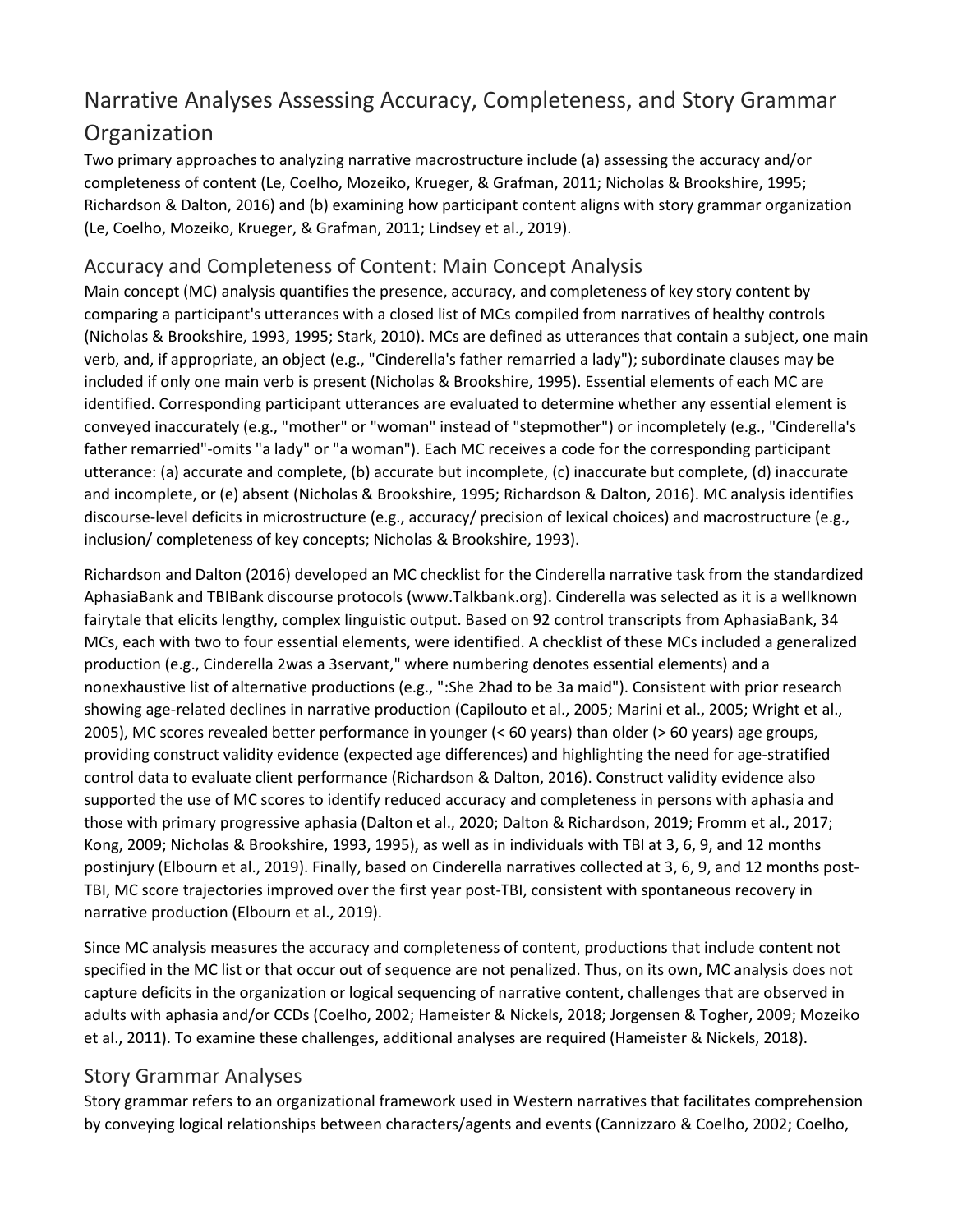## Narrative Analyses Assessing Accuracy, Completeness, and Story Grammar Organization

Two primary approaches to analyzing narrative macrostructure include (a) assessing the accuracy and/or completeness of content (Le, Coelho, Mozeiko, Krueger, & Grafman, 2011; Nicholas & Brookshire, 1995; Richardson & Dalton, 2016) and (b) examining how participant content aligns with story grammar organization (Le, Coelho, Mozeiko, Krueger, & Grafman, 2011; Lindsey et al., 2019).

### Accuracy and Completeness of Content: Main Concept Analysis

Main concept (MC) analysis quantifies the presence, accuracy, and completeness of key story content by comparing a participant's utterances with a closed list of MCs compiled from narratives of healthy controls (Nicholas & Brookshire, 1993, 1995; Stark, 2010). MCs are defined as utterances that contain a subject, one main verb, and, if appropriate, an object (e.g., "Cinderella's father remarried a lady"); subordinate clauses may be included if only one main verb is present (Nicholas & Brookshire, 1995). Essential elements of each MC are identified. Corresponding participant utterances are evaluated to determine whether any essential element is conveyed inaccurately (e.g., "mother" or "woman" instead of "stepmother") or incompletely (e.g., "Cinderella's father remarried"-omits "a lady" or "a woman"). Each MC receives a code for the corresponding participant utterance: (a) accurate and complete, (b) accurate but incomplete, (c) inaccurate but complete, (d) inaccurate and incomplete, or (e) absent (Nicholas & Brookshire, 1995; Richardson & Dalton, 2016). MC analysis identifies discourse-level deficits in microstructure (e.g., accuracy/ precision of lexical choices) and macrostructure (e.g., inclusion/ completeness of key concepts; Nicholas & Brookshire, 1993).

Richardson and Dalton (2016) developed an MC checklist for the Cinderella narrative task from the standardized AphasiaBank and TBIBank discourse protocols (www.Talkbank.org). Cinderella was selected as it is a wellknown fairytale that elicits lengthy, complex linguistic output. Based on 92 control transcripts from AphasiaBank, 34 MCs, each with two to four essential elements, were identified. A checklist of these MCs included a generalized production (e.g., Cinderella 2was a 3servant," where numbering denotes essential elements) and a nonexhaustive list of alternative productions (e.g., ":She 2had to be 3a maid"). Consistent with prior research showing age-related declines in narrative production (Capilouto et al., 2005; Marini et al., 2005; Wright et al., 2005), MC scores revealed better performance in younger (< 60 years) than older (> 60 years) age groups, providing construct validity evidence (expected age differences) and highlighting the need for age-stratified control data to evaluate client performance (Richardson & Dalton, 2016). Construct validity evidence also supported the use of MC scores to identify reduced accuracy and completeness in persons with aphasia and those with primary progressive aphasia (Dalton et al., 2020; Dalton & Richardson, 2019; Fromm et al., 2017; Kong, 2009; Nicholas & Brookshire, 1993, 1995), as well as in individuals with TBI at 3, 6, 9, and 12 months postinjury (Elbourn et al., 2019). Finally, based on Cinderella narratives collected at 3, 6, 9, and 12 months post-TBI, MC score trajectories improved over the first year post-TBI, consistent with spontaneous recovery in narrative production (Elbourn et al., 2019).

Since MC analysis measures the accuracy and completeness of content, productions that include content not specified in the MC list or that occur out of sequence are not penalized. Thus, on its own, MC analysis does not capture deficits in the organization or logical sequencing of narrative content, challenges that are observed in adults with aphasia and/or CCDs (Coelho, 2002; Hameister & Nickels, 2018; Jorgensen & Togher, 2009; Mozeiko et al., 2011). To examine these challenges, additional analyses are required (Hameister & Nickels, 2018).

### Story Grammar Analyses

Story grammar refers to an organizational framework used in Western narratives that facilitates comprehension by conveying logical relationships between characters/agents and events (Cannizzaro & Coelho, 2002; Coelho,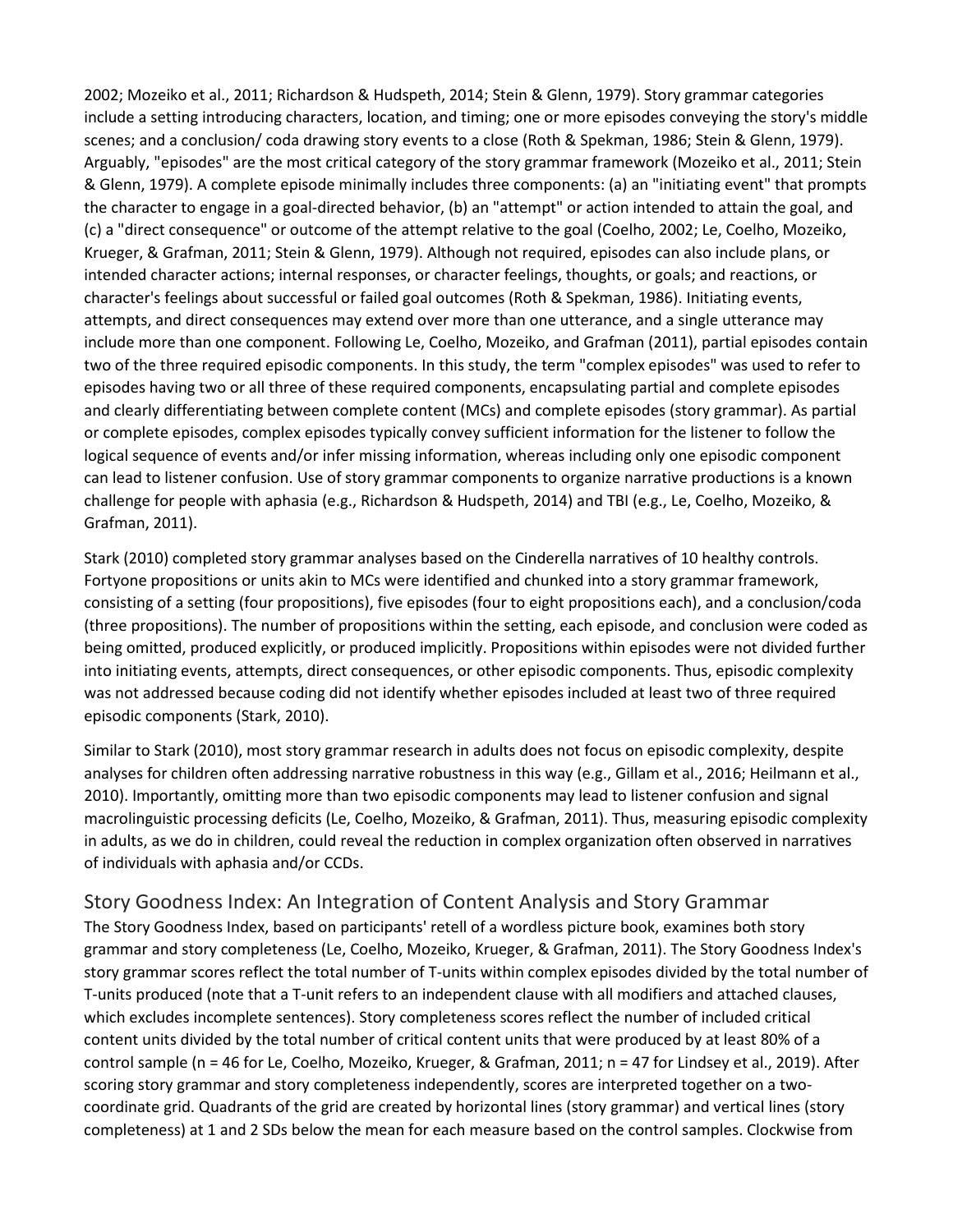2002; Mozeiko et al., 2011; Richardson & Hudspeth, 2014; Stein & Glenn, 1979). Story grammar categories include a setting introducing characters, location, and timing; one or more episodes conveying the story's middle scenes; and a conclusion/ coda drawing story events to a close (Roth & Spekman, 1986; Stein & Glenn, 1979). Arguably, "episodes" are the most critical category of the story grammar framework (Mozeiko et al., 2011; Stein & Glenn, 1979). A complete episode minimally includes three components: (a) an "initiating event" that prompts the character to engage in a goal-directed behavior, (b) an "attempt" or action intended to attain the goal, and (c) a "direct consequence" or outcome of the attempt relative to the goal (Coelho, 2002; Le, Coelho, Mozeiko, Krueger, & Grafman, 2011; Stein & Glenn, 1979). Although not required, episodes can also include plans, or intended character actions; internal responses, or character feelings, thoughts, or goals; and reactions, or character's feelings about successful or failed goal outcomes (Roth & Spekman, 1986). Initiating events, attempts, and direct consequences may extend over more than one utterance, and a single utterance may include more than one component. Following Le, Coelho, Mozeiko, and Grafman (2011), partial episodes contain two of the three required episodic components. In this study, the term "complex episodes" was used to refer to episodes having two or all three of these required components, encapsulating partial and complete episodes and clearly differentiating between complete content (MCs) and complete episodes (story grammar). As partial or complete episodes, complex episodes typically convey sufficient information for the listener to follow the logical sequence of events and/or infer missing information, whereas including only one episodic component can lead to listener confusion. Use of story grammar components to organize narrative productions is a known challenge for people with aphasia (e.g., Richardson & Hudspeth, 2014) and TBI (e.g., Le, Coelho, Mozeiko, & Grafman, 2011).

Stark (2010) completed story grammar analyses based on the Cinderella narratives of 10 healthy controls. Fortyone propositions or units akin to MCs were identified and chunked into a story grammar framework, consisting of a setting (four propositions), five episodes (four to eight propositions each), and a conclusion/coda (three propositions). The number of propositions within the setting, each episode, and conclusion were coded as being omitted, produced explicitly, or produced implicitly. Propositions within episodes were not divided further into initiating events, attempts, direct consequences, or other episodic components. Thus, episodic complexity was not addressed because coding did not identify whether episodes included at least two of three required episodic components (Stark, 2010).

Similar to Stark (2010), most story grammar research in adults does not focus on episodic complexity, despite analyses for children often addressing narrative robustness in this way (e.g., Gillam et al., 2016; Heilmann et al., 2010). Importantly, omitting more than two episodic components may lead to listener confusion and signal macrolinguistic processing deficits (Le, Coelho, Mozeiko, & Grafman, 2011). Thus, measuring episodic complexity in adults, as we do in children, could reveal the reduction in complex organization often observed in narratives of individuals with aphasia and/or CCDs.

## Story Goodness Index: An Integration of Content Analysis and Story Grammar

The Story Goodness Index, based on participants' retell of a wordless picture book, examines both story grammar and story completeness (Le, Coelho, Mozeiko, Krueger, & Grafman, 2011). The Story Goodness Index's story grammar scores reflect the total number of T-units within complex episodes divided by the total number of T-units produced (note that a T-unit refers to an independent clause with all modifiers and attached clauses, which excludes incomplete sentences). Story completeness scores reflect the number of included critical content units divided by the total number of critical content units that were produced by at least 80% of a control sample (n = 46 for Le, Coelho, Mozeiko, Krueger, & Grafman, 2011; n = 47 for Lindsey et al., 2019). After scoring story grammar and story completeness independently, scores are interpreted together on a two-coordinate grid. Quadrants of the grid are created by horizontal lines (story grammar) and vertical lines (story completeness) at 1 and 2 SDs below the mean for each measure based on the control samples. Clockwise from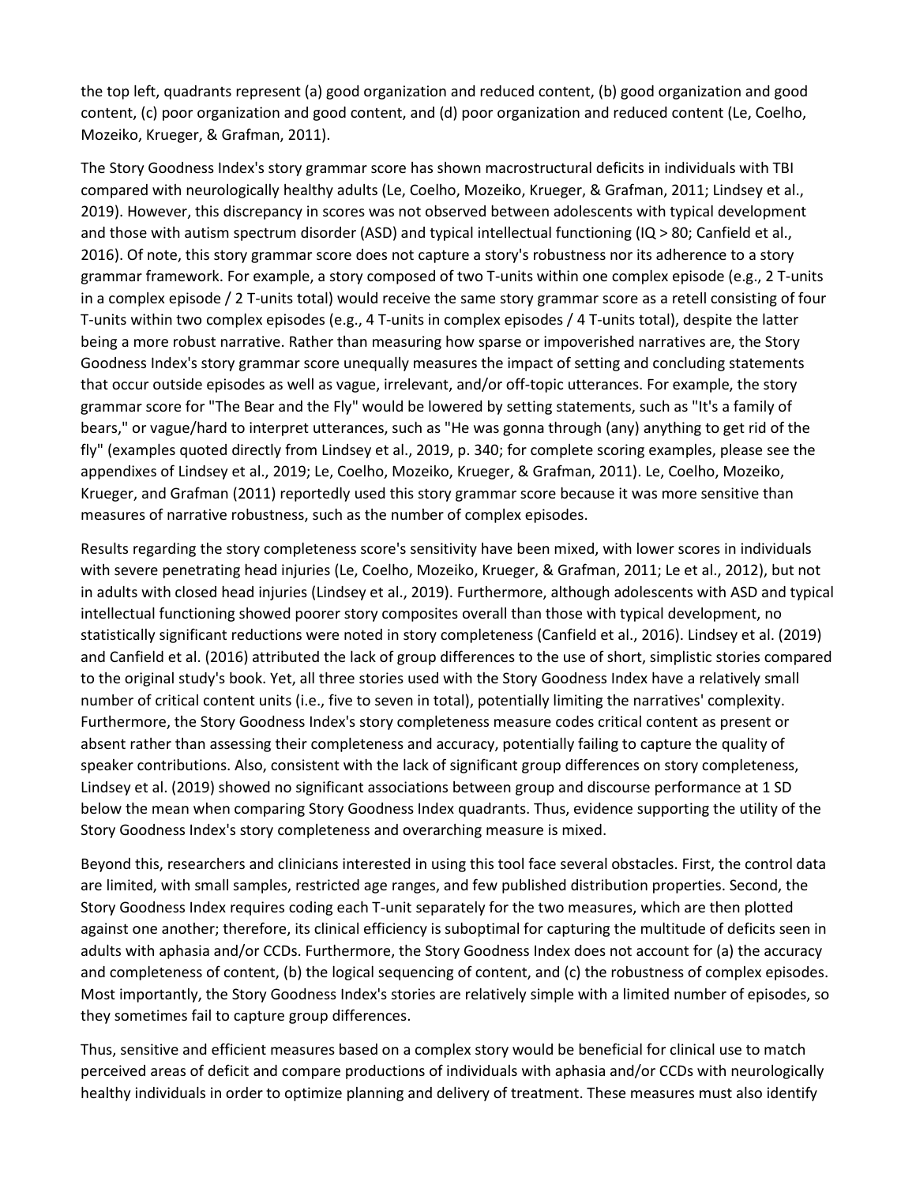the top left, quadrants represent (a) good organization and reduced content, (b) good organization and good content, (c) poor organization and good content, and (d) poor organization and reduced content (Le, Coelho, Mozeiko, Krueger, & Grafman, 2011).

The Story Goodness Index's story grammar score has shown macrostructural deficits in individuals with TBI compared with neurologically healthy adults (Le, Coelho, Mozeiko, Krueger, & Grafman, 2011; Lindsey et al., 2019). However, this discrepancy in scores was not observed between adolescents with typical development and those with autism spectrum disorder (ASD) and typical intellectual functioning (IQ > 80; Canfield et al., 2016). Of note, this story grammar score does not capture a story's robustness nor its adherence to a story grammar framework. For example, a story composed of two T-units within one complex episode (e.g., 2 T-units in a complex episode / 2 T-units total) would receive the same story grammar score as a retell consisting of four T-units within two complex episodes (e.g., 4 T-units in complex episodes / 4 T-units total), despite the latter being a more robust narrative. Rather than measuring how sparse or impoverished narratives are, the Story Goodness Index's story grammar score unequally measures the impact of setting and concluding statements that occur outside episodes as well as vague, irrelevant, and/or off-topic utterances. For example, the story grammar score for "The Bear and the Fly" would be lowered by setting statements, such as "It's a family of bears," or vague/hard to interpret utterances, such as "He was gonna through (any) anything to get rid of the fly" (examples quoted directly from Lindsey et al., 2019, p. 340; for complete scoring examples, please see the appendixes of Lindsey et al., 2019; Le, Coelho, Mozeiko, Krueger, & Grafman, 2011). Le, Coelho, Mozeiko, Krueger, and Grafman (2011) reportedly used this story grammar score because it was more sensitive than measures of narrative robustness, such as the number of complex episodes.

Results regarding the story completeness score's sensitivity have been mixed, with lower scores in individuals with severe penetrating head injuries (Le, Coelho, Mozeiko, Krueger, & Grafman, 2011; Le et al., 2012), but not in adults with closed head injuries (Lindsey et al., 2019). Furthermore, although adolescents with ASD and typical intellectual functioning showed poorer story composites overall than those with typical development, no statistically significant reductions were noted in story completeness (Canfield et al., 2016). Lindsey et al. (2019) and Canfield et al. (2016) attributed the lack of group differences to the use of short, simplistic stories compared to the original study's book. Yet, all three stories used with the Story Goodness Index have a relatively small number of critical content units (i.e., five to seven in total), potentially limiting the narratives' complexity. Furthermore, the Story Goodness Index's story completeness measure codes critical content as present or absent rather than assessing their completeness and accuracy, potentially failing to capture the quality of speaker contributions. Also, consistent with the lack of significant group differences on story completeness, Lindsey et al. (2019) showed no significant associations between group and discourse performance at 1 SD below the mean when comparing Story Goodness Index quadrants. Thus, evidence supporting the utility of the Story Goodness Index's story completeness and overarching measure is mixed.

Beyond this, researchers and clinicians interested in using this tool face several obstacles. First, the control data are limited, with small samples, restricted age ranges, and few published distribution properties. Second, the Story Goodness Index requires coding each T-unit separately for the two measures, which are then plotted against one another; therefore, its clinical efficiency is suboptimal for capturing the multitude of deficits seen in adults with aphasia and/or CCDs. Furthermore, the Story Goodness Index does not account for (a) the accuracy and completeness of content, (b) the logical sequencing of content, and (c) the robustness of complex episodes. Most importantly, the Story Goodness Index's stories are relatively simple with a limited number of episodes, so they sometimes fail to capture group differences.

Thus, sensitive and efficient measures based on a complex story would be beneficial for clinical use to match perceived areas of deficit and compare productions of individuals with aphasia and/or CCDs with neurologically healthy individuals in order to optimize planning and delivery of treatment. These measures must also identify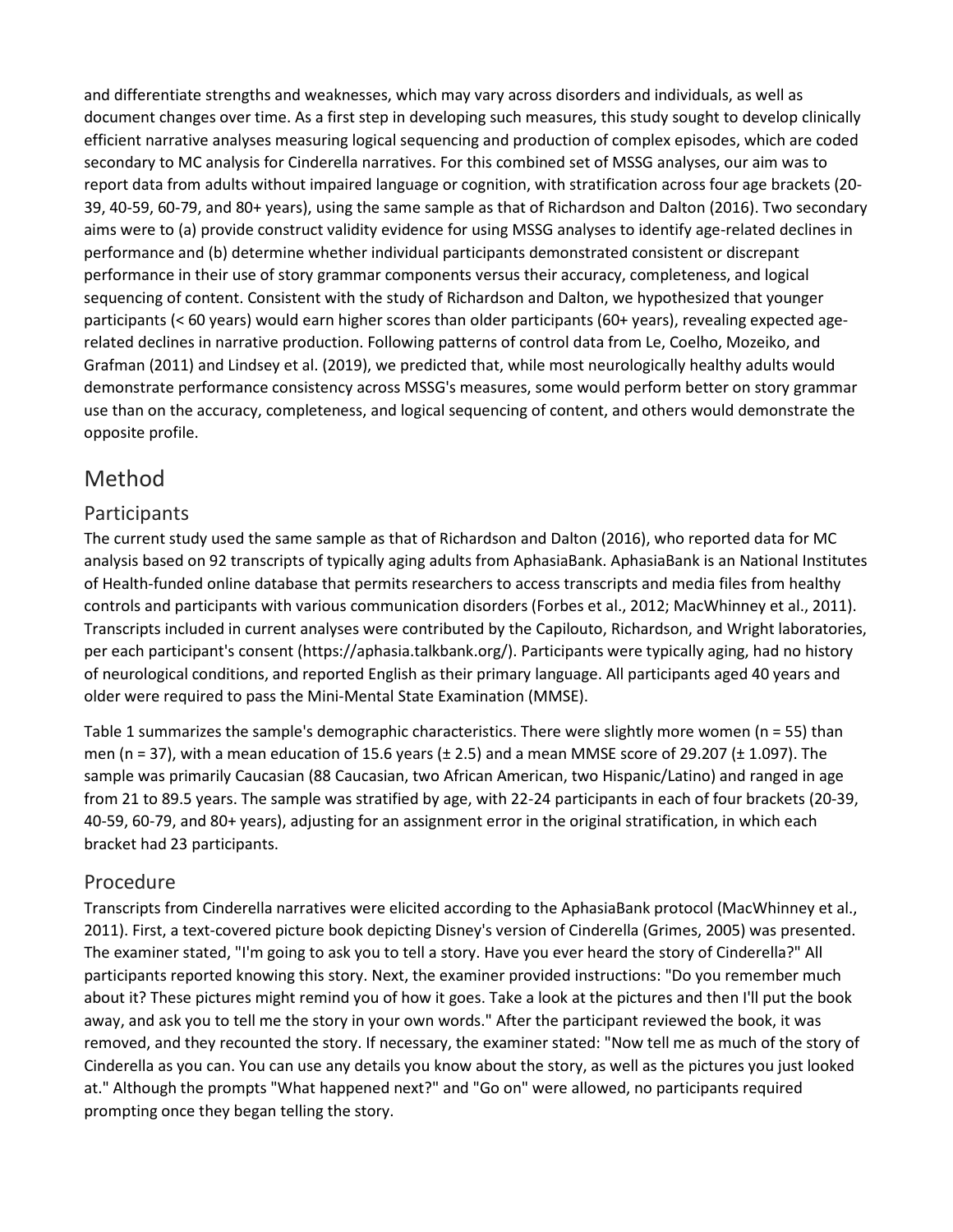and differentiate strengths and weaknesses, which may vary across disorders and individuals, as well as document changes over time. As a first step in developing such measures, this study sought to develop clinically efficient narrative analyses measuring logical sequencing and production of complex episodes, which are coded secondary to MC analysis for Cinderella narratives. For this combined set of MSSG analyses, our aim was to report data from adults without impaired language or cognition, with stratification across four age brackets (20-39, 40-59, 60-79, and 80+ years), using the same sample as that of Richardson and Dalton (2016). Two secondary aims were to (a) provide construct validity evidence for using MSSG analyses to identify age-related declines in performance and (b) determine whether individual participants demonstrated consistent or discrepant performance in their use of story grammar components versus their accuracy, completeness, and logical sequencing of content. Consistent with the study of Richardson and Dalton, we hypothesized that younger participants (< 60 years) would earn higher scores than older participants (60+ years), revealing expected age-related declines in narrative production. Following patterns of control data from Le, Coelho, Mozeiko, and Grafman (2011) and Lindsey et al. (2019), we predicted that, while most neurologically healthy adults would demonstrate performance consistency across MSSG's measures, some would perform better on story grammar use than on the accuracy, completeness, and logical sequencing of content, and others would demonstrate the opposite profile.

## Method

### Participants

The current study used the same sample as that of Richardson and Dalton (2016), who reported data for MC analysis based on 92 transcripts of typically aging adults from AphasiaBank. AphasiaBank is an National Institutes of Health-funded online database that permits researchers to access transcripts and media files from healthy controls and participants with various communication disorders (Forbes et al., 2012; MacWhinney et al., 2011). Transcripts included in current analyses were contributed by the Capilouto, Richardson, and Wright laboratories, per each participant's consent (https://aphasia.talkbank.org/). Participants were typically aging, had no history of neurological conditions, and reported English as their primary language. All participants aged 40 years and older were required to pass the Mini-Mental State Examination (MMSE).

Table 1 summarizes the sample's demographic characteristics. There were slightly more women (n = 55) than men (n = 37), with a mean education of 15.6 years (± 2.5) and a mean MMSE score of 29.207 (± 1.097). The sample was primarily Caucasian (88 Caucasian, two African American, two Hispanic/Latino) and ranged in age from 21 to 89.5 years. The sample was stratified by age, with 22-24 participants in each of four brackets (20-39, 40-59, 60-79, and 80+ years), adjusting for an assignment error in the original stratification, in which each bracket had 23 participants.

### Procedure

Transcripts from Cinderella narratives were elicited according to the AphasiaBank protocol (MacWhinney et al., 2011). First, a text-covered picture book depicting Disney's version of Cinderella (Grimes, 2005) was presented. The examiner stated, "I'm going to ask you to tell a story. Have you ever heard the story of Cinderella?" All participants reported knowing this story. Next, the examiner provided instructions: "Do you remember much about it? These pictures might remind you of how it goes. Take a look at the pictures and then I'll put the book away, and ask you to tell me the story in your own words." After the participant reviewed the book, it was removed, and they recounted the story. If necessary, the examiner stated: "Now tell me as much of the story of Cinderella as you can. You can use any details you know about the story, as well as the pictures you just looked at." Although the prompts "What happened next?" and "Go on" were allowed, no participants required prompting once they began telling the story.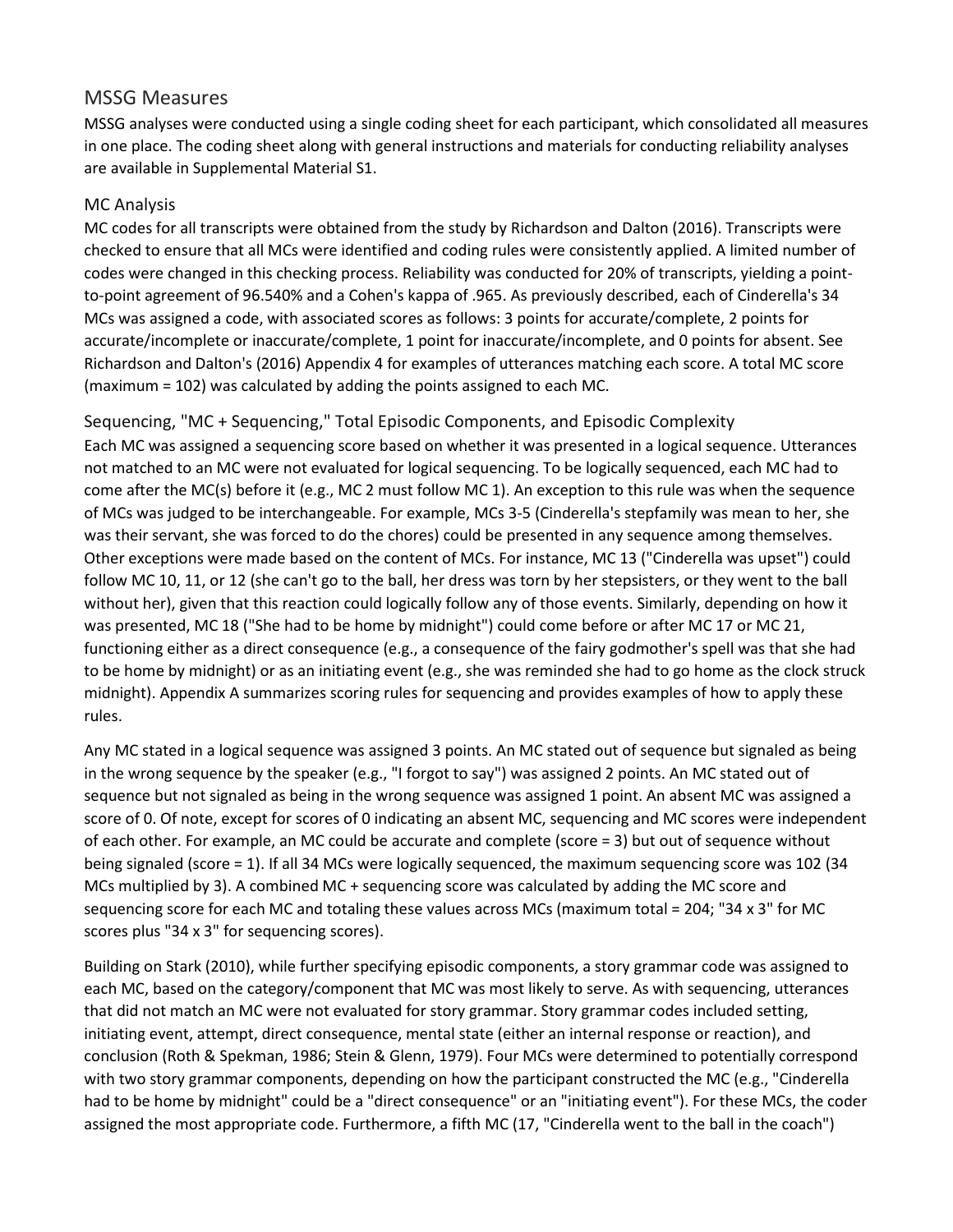## MSSG Measures

MSSG analyses were conducted using a single coding sheet for each participant, which consolidated all measures in one place. The coding sheet along with general instructions and materials for conducting reliability analyses are available in Supplemental Material S1.

### MC Analysis

MC codes for all transcripts were obtained from the study by Richardson and Dalton (2016). Transcripts were checked to ensure that all MCs were identified and coding rules were consistently applied. A limited number of codes were changed in this checking process. Reliability was conducted for 20% of transcripts, yielding a point-to-point agreement of 96.540% and a Cohen's kappa of .965. As previously described, each of Cinderella's 34 MCs was assigned a code, with associated scores as follows: 3 points for accurate/complete, 2 points for accurate/incomplete or inaccurate/complete, 1 point for inaccurate/incomplete, and 0 points for absent. See Richardson and Dalton's (2016) Appendix 4 for examples of utterances matching each score. A total MC score (maximum = 102) was calculated by adding the points assigned to each MC.

### Sequencing, "MC + Sequencing," Total Episodic Components, and Episodic Complexity

Each MC was assigned a sequencing score based on whether it was presented in a logical sequence. Utterances not matched to an MC were not evaluated for logical sequencing. To be logically sequenced, each MC had to come after the MC(s) before it (e.g., MC 2 must follow MC 1). An exception to this rule was when the sequence of MCs was judged to be interchangeable. For example, MCs 3-5 (Cinderella's stepfamily was mean to her, she was their servant, she was forced to do the chores) could be presented in any sequence among themselves. Other exceptions were made based on the content of MCs. For instance, MC 13 ("Cinderella was upset") could follow MC 10, 11, or 12 (she can't go to the ball, her dress was torn by her stepsisters, or they went to the ball without her), given that this reaction could logically follow any of those events. Similarly, depending on how it was presented, MC 18 ("She had to be home by midnight") could come before or after MC 17 or MC 21, functioning either as a direct consequence (e.g., a consequence of the fairy godmother's spell was that she had to be home by midnight) or as an initiating event (e.g., she was reminded she had to go home as the clock struck midnight). Appendix A summarizes scoring rules for sequencing and provides examples of how to apply these rules.

Any MC stated in a logical sequence was assigned 3 points. An MC stated out of sequence but signaled as being in the wrong sequence by the speaker (e.g., "I forgot to say") was assigned 2 points. An MC stated out of sequence but not signaled as being in the wrong sequence was assigned 1 point. An absent MC was assigned a score of 0. Of note, except for scores of 0 indicating an absent MC, sequencing and MC scores were independent of each other. For example, an MC could be accurate and complete (score = 3) but out of sequence without being signaled (score = 1). If all 34 MCs were logically sequenced, the maximum sequencing score was 102 (34 MCs multiplied by 3). A combined MC + sequencing score was calculated by adding the MC score and sequencing score for each MC and totaling these values across MCs (maximum total = 204; "34 x 3" for MC scores plus "34 x 3" for sequencing scores).

Building on Stark (2010), while further specifying episodic components, a story grammar code was assigned to each MC, based on the category/component that MC was most likely to serve. As with sequencing, utterances that did not match an MC were not evaluated for story grammar. Story grammar codes included setting, initiating event, attempt, direct consequence, mental state (either an internal response or reaction), and conclusion (Roth & Spekman, 1986; Stein & Glenn, 1979). Four MCs were determined to potentially correspond with two story grammar components, depending on how the participant constructed the MC (e.g., "Cinderella had to be home by midnight" could be a "direct consequence" or an "initiating event"). For these MCs, the coder assigned the most appropriate code. Furthermore, a fifth MC (17, "Cinderella went to the ball in the coach")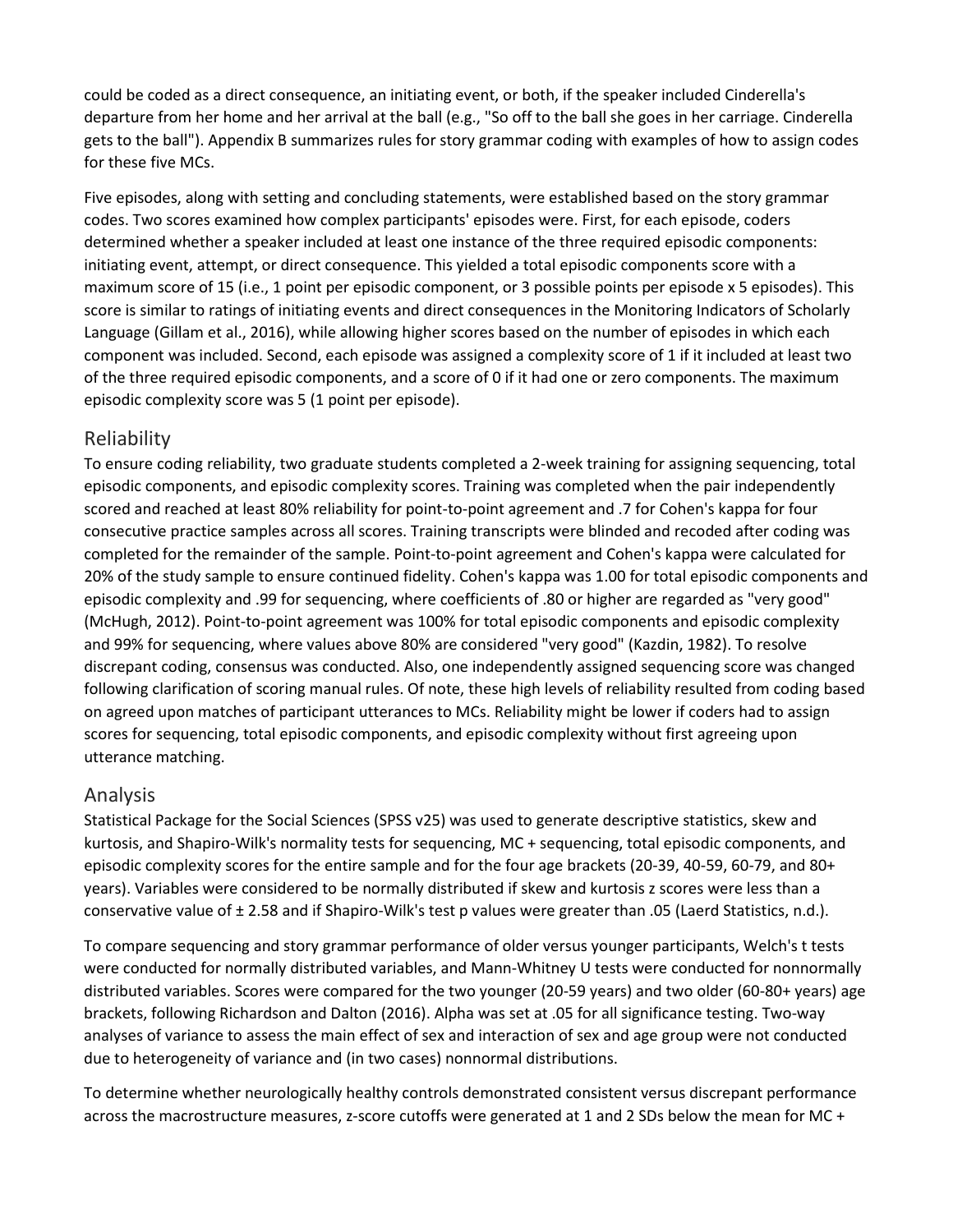could be coded as a direct consequence, an initiating event, or both, if the speaker included Cinderella's departure from her home and her arrival at the ball (e.g., "So off to the ball she goes in her carriage. Cinderella gets to the ball"). Appendix B summarizes rules for story grammar coding with examples of how to assign codes for these five MCs.

Five episodes, along with setting and concluding statements, were established based on the story grammar codes. Two scores examined how complex participants' episodes were. First, for each episode, coders determined whether a speaker included at least one instance of the three required episodic components: initiating event, attempt, or direct consequence. This yielded a total episodic components score with a maximum score of 15 (i.e., 1 point per episodic component, or 3 possible points per episode x 5 episodes). This score is similar to ratings of initiating events and direct consequences in the Monitoring Indicators of Scholarly Language (Gillam et al., 2016), while allowing higher scores based on the number of episodes in which each component was included. Second, each episode was assigned a complexity score of 1 if it included at least two of the three required episodic components, and a score of 0 if it had one or zero components. The maximum episodic complexity score was 5 (1 point per episode).

## Reliability

To ensure coding reliability, two graduate students completed a 2-week training for assigning sequencing, total episodic components, and episodic complexity scores. Training was completed when the pair independently scored and reached at least 80% reliability for point-to-point agreement and .7 for Cohen's kappa for four consecutive practice samples across all scores. Training transcripts were blinded and recoded after coding was completed for the remainder of the sample. Point-to-point agreement and Cohen's kappa were calculated for 20% of the study sample to ensure continued fidelity. Cohen's kappa was 1.00 for total episodic components and episodic complexity and .99 for sequencing, where coefficients of .80 or higher are regarded as "very good" (McHugh, 2012). Point-to-point agreement was 100% for total episodic components and episodic complexity and 99% for sequencing, where values above 80% are considered "very good" (Kazdin, 1982). To resolve discrepant coding, consensus was conducted. Also, one independently assigned sequencing score was changed following clarification of scoring manual rules. Of note, these high levels of reliability resulted from coding based on agreed upon matches of participant utterances to MCs. Reliability might be lower if coders had to assign scores for sequencing, total episodic components, and episodic complexity without first agreeing upon utterance matching.

## Analysis

Statistical Package for the Social Sciences (SPSS v25) was used to generate descriptive statistics, skew and kurtosis, and Shapiro-Wilk's normality tests for sequencing, MC + sequencing, total episodic components, and episodic complexity scores for the entire sample and for the four age brackets (20-39, 40-59, 60-79, and 80+ years). Variables were considered to be normally distributed if skew and kurtosis z scores were less than a conservative value of ± 2.58 and if Shapiro-Wilk's test p values were greater than .05 (Laerd Statistics, n.d.).

To compare sequencing and story grammar performance of older versus younger participants, Welch's t tests were conducted for normally distributed variables, and Mann-Whitney U tests were conducted for nonnormally distributed variables. Scores were compared for the two younger (20-59 years) and two older (60-80+ years) age brackets, following Richardson and Dalton (2016). Alpha was set at .05 for all significance testing. Two-way analyses of variance to assess the main effect of sex and interaction of sex and age group were not conducted due to heterogeneity of variance and (in two cases) nonnormal distributions.

To determine whether neurologically healthy controls demonstrated consistent versus discrepant performance across the macrostructure measures, z-score cutoffs were generated at 1 and 2 SDs below the mean for MC +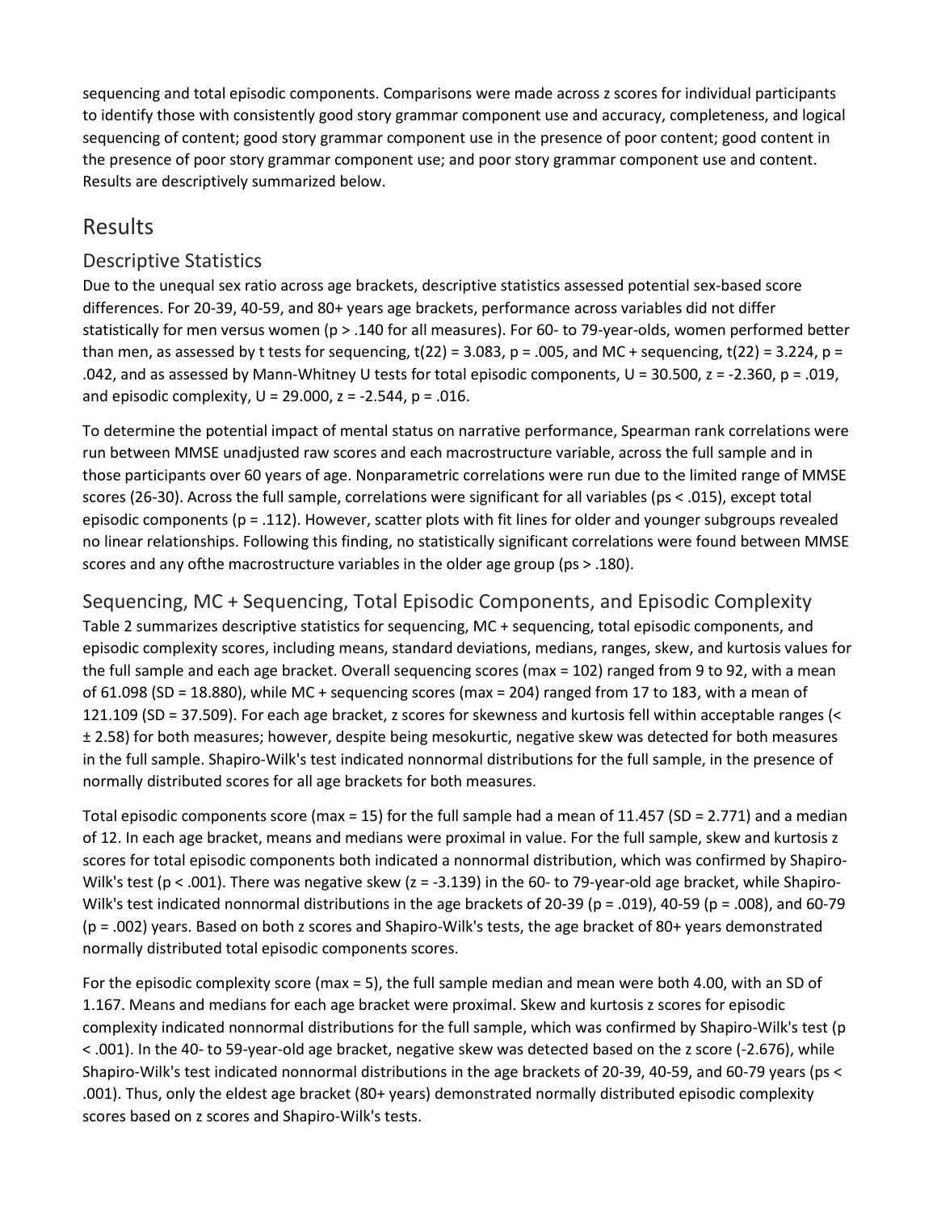sequencing and total episodic components. Comparisons were made across z scores for individual participants to identify those with consistently good story grammar component use and accuracy, completeness, and logical sequencing of content; good story grammar component use in the presence of poor content; good content in the presence of poor story grammar component use; and poor story grammar component use and content. Results are descriptively summarized below.

## Results

### Descriptive Statistics

Due to the unequal sex ratio across age brackets, descriptive statistics assessed potential sex-based score differences. For 20-39, 40-59, and 80+ years age brackets, performance across variables did not differ statistically for men versus women ($p > .140$ for all measures). For 60- to 79-year-olds, women performed better than men, as assessed by t tests for sequencing, $t(22) = 3.083$, $p = .005$, and MC + sequencing, $t(22) = 3.224$, $p = .042$, and as assessed by Mann-Whitney U tests for total episodic components, $U = 30.500$, $z = -2.360$, $p = .019$, and episodic complexity, $U = 29.000$, $z = -2.544$, $p = .016$.

To determine the potential impact of mental status on narrative performance, Spearman rank correlations were run between MMSE unadjusted raw scores and each macrostructure variable, across the full sample and in those participants over 60 years of age. Nonparametric correlations were run due to the limited range of MMSE scores (26-30). Across the full sample, correlations were significant for all variables ($ps < .015$), except total episodic components ($p = .112$). However, scatter plots with fit lines for older and younger subgroups revealed no linear relationships. Following this finding, no statistically significant correlations were found between MMSE scores and any ofthe macrostructure variables in the older age group ($ps > .180$).

### Sequencing, MC + Sequencing, Total Episodic Components, and Episodic Complexity

Table 2 summarizes descriptive statistics for sequencing, MC + sequencing, total episodic components, and episodic complexity scores, including means, standard deviations, medians, ranges, skew, and kurtosis values for the full sample and each age bracket. Overall sequencing scores (max = 102) ranged from 9 to 92, with a mean of 61.098 (SD = 18.880), while MC + sequencing scores (max = 204) ranged from 17 to 183, with a mean of 121.109 (SD = 37.509). For each age bracket, z scores for skewness and kurtosis fell within acceptable ranges ($< \pm 2.58$) for both measures; however, despite being mesokurtic, negative skew was detected for both measures in the full sample. Shapiro-Wilk's test indicated nonnormal distributions for the full sample, in the presence of normally distributed scores for all age brackets for both measures.

Total episodic components score (max = 15) for the full sample had a mean of 11.457 (SD = 2.771) and a median of 12. In each age bracket, means and medians were proximal in value. For the full sample, skew and kurtosis z scores for total episodic components both indicated a nonnormal distribution, which was confirmed by Shapiro-Wilk's test ($p < .001$). There was negative skew ($z = -3.139$) in the 60- to 79-year-old age bracket, while Shapiro-Wilk's test indicated nonnormal distributions in the age brackets of 20-39 ($p = .019$), 40-59 ($p = .008$), and 60-79 ($p = .002$) years. Based on both z scores and Shapiro-Wilk's tests, the age bracket of 80+ years demonstrated normally distributed total episodic components scores.

For the episodic complexity score (max = 5), the full sample median and mean were both 4.00, with an SD of 1.167. Means and medians for each age bracket were proximal. Skew and kurtosis z scores for episodic complexity indicated nonnormal distributions for the full sample, which was confirmed by Shapiro-Wilk's test ($p < .001$). In the 40- to 59-year-old age bracket, negative skew was detected based on the z score (-2.676), while Shapiro-Wilk's test indicated nonnormal distributions in the age brackets of 20-39, 40-59, and 60-79 years ($ps < .001$). Thus, only the eldest age bracket (80+ years) demonstrated normally distributed episodic complexity scores based on z scores and Shapiro-Wilk's tests.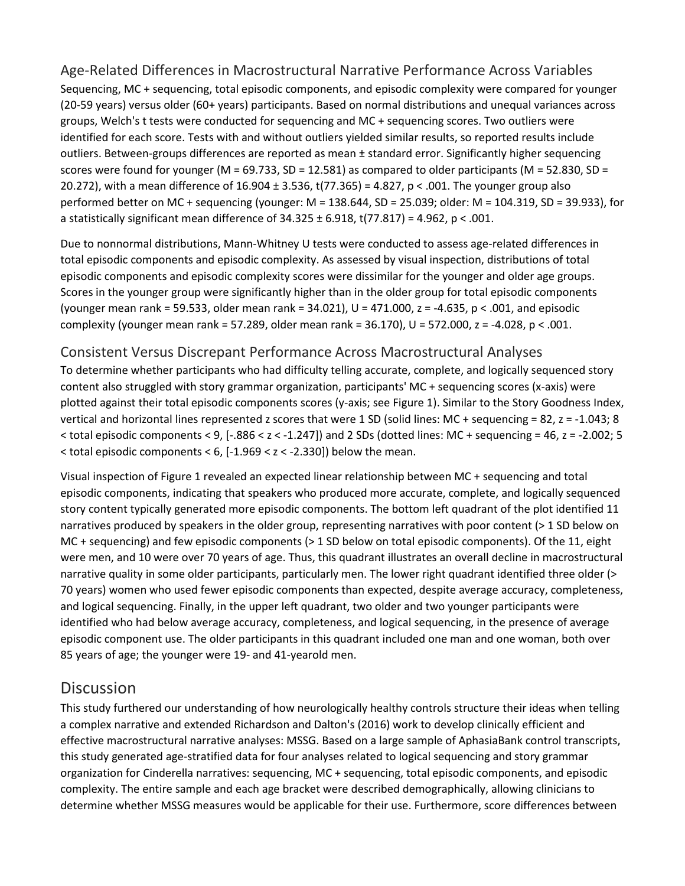## Age-Related Differences in Macrostructural Narrative Performance Across Variables

Sequencing, MC + sequencing, total episodic components, and episodic complexity were compared for younger (20-59 years) versus older (60+ years) participants. Based on normal distributions and unequal variances across groups, Welch's t tests were conducted for sequencing and MC + sequencing scores. Two outliers were identified for each score. Tests with and without outliers yielded similar results, so reported results include outliers. Between-groups differences are reported as mean ± standard error. Significantly higher sequencing scores were found for younger ($M = 69.733$, $SD = 12.581$) as compared to older participants ($M = 52.830$, $SD = 20.272$), with a mean difference of $16.904 \pm 3.536$, $t(77.365) = 4.827$, $p < .001$. The younger group also performed better on MC + sequencing (younger: $M = 138.644$, $SD = 25.039$; older: $M = 104.319$, $SD = 39.933$), for a statistically significant mean difference of $34.325 \pm 6.918$, $t(77.817) = 4.962$, $p < .001$.

Due to nonnormal distributions, Mann-Whitney U tests were conducted to assess age-related differences in total episodic components and episodic complexity. As assessed by visual inspection, distributions of total episodic components and episodic complexity scores were dissimilar for the younger and older age groups. Scores in the younger group were significantly higher than in the older group for total episodic components (younger mean rank = 59.533, older mean rank = 34.021), $U = 471.000$, $z = -4.635$, $p < .001$, and episodic complexity (younger mean rank = 57.289, older mean rank = 36.170), $U = 572.000$, $z = -4.028$, $p < .001$.

## Consistent Versus Discrepant Performance Across Macrostructural Analyses

To determine whether participants who had difficulty telling accurate, complete, and logically sequenced story content also struggled with story grammar organization, participants' MC + sequencing scores (x-axis) were plotted against their total episodic components scores (y-axis; see Figure 1). Similar to the Story Goodness Index, vertical and horizontal lines represented z scores that were 1 SD (solid lines: MC + sequencing = 82, $z = -1.043$; 8 < total episodic components < 9, [$-.886 < z < -1.247$]) and 2 SDs (dotted lines: MC + sequencing = 46, $z = -2.002$; 5 < total episodic components < 6, [$-1.969 < z < -2.330$]) below the mean.

Visual inspection of Figure 1 revealed an expected linear relationship between MC + sequencing and total episodic components, indicating that speakers who produced more accurate, complete, and logically sequenced story content typically generated more episodic components. The bottom left quadrant of the plot identified 11 narratives produced by speakers in the older group, representing narratives with poor content (> 1 SD below on MC + sequencing) and few episodic components (> 1 SD below on total episodic components). Of the 11, eight were men, and 10 were over 70 years of age. Thus, this quadrant illustrates an overall decline in macrostructural narrative quality in some older participants, particularly men. The lower right quadrant identified three older (> 70 years) women who used fewer episodic components than expected, despite average accuracy, completeness, and logical sequencing. Finally, in the upper left quadrant, two older and two younger participants were identified who had below average accuracy, completeness, and logical sequencing, in the presence of average episodic component use. The older participants in this quadrant included one man and one woman, both over 85 years of age; the younger were 19- and 41-yearold men.

# Discussion

This study furthered our understanding of how neurologically healthy controls structure their ideas when telling a complex narrative and extended Richardson and Dalton's (2016) work to develop clinically efficient and effective macrostructural narrative analyses: MSSG. Based on a large sample of AphasiaBank control transcripts, this study generated age-stratified data for four analyses related to logical sequencing and story grammar organization for Cinderella narratives: sequencing, MC + sequencing, total episodic components, and episodic complexity. The entire sample and each age bracket were described demographically, allowing clinicians to determine whether MSSG measures would be applicable for their use. Furthermore, score differences between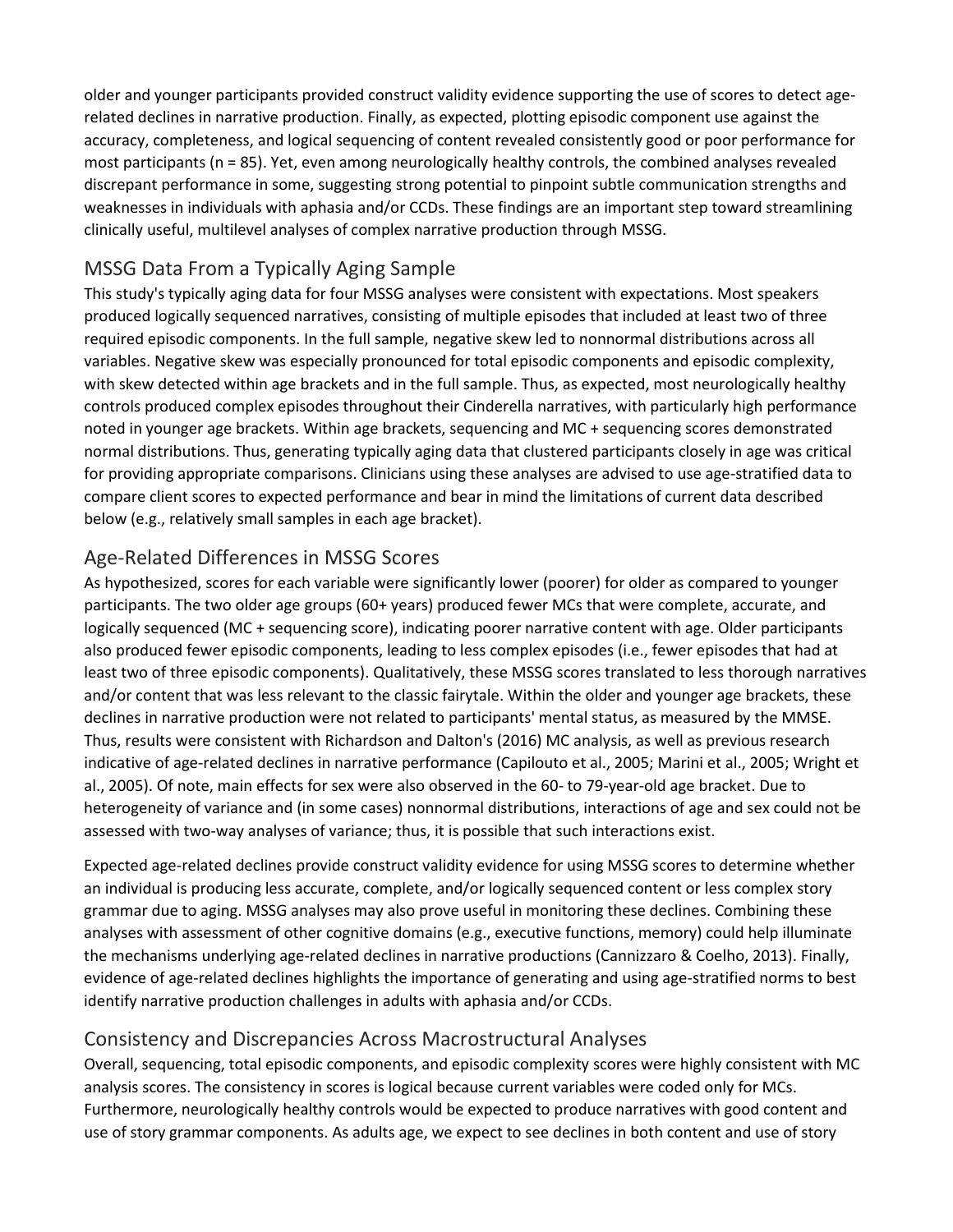older and younger participants provided construct validity evidence supporting the use of scores to detect age-related declines in narrative production. Finally, as expected, plotting episodic component use against the accuracy, completeness, and logical sequencing of content revealed consistently good or poor performance for most participants ($n = 85$). Yet, even among neurologically healthy controls, the combined analyses revealed discrepant performance in some, suggesting strong potential to pinpoint subtle communication strengths and weaknesses in individuals with aphasia and/or CCDs. These findings are an important step toward streamlining clinically useful, multilevel analyses of complex narrative production through MSSG.

## MSSG Data From a Typically Aging Sample

This study's typically aging data for four MSSG analyses were consistent with expectations. Most speakers produced logically sequenced narratives, consisting of multiple episodes that included at least two of three required episodic components. In the full sample, negative skew led to nonnormal distributions across all variables. Negative skew was especially pronounced for total episodic components and episodic complexity, with skew detected within age brackets and in the full sample. Thus, as expected, most neurologically healthy controls produced complex episodes throughout their Cinderella narratives, with particularly high performance noted in younger age brackets. Within age brackets, sequencing and MC + sequencing scores demonstrated normal distributions. Thus, generating typically aging data that clustered participants closely in age was critical for providing appropriate comparisons. Clinicians using these analyses are advised to use age-stratified data to compare client scores to expected performance and bear in mind the limitations of current data described below (e.g., relatively small samples in each age bracket).

## Age-Related Differences in MSSG Scores

As hypothesized, scores for each variable were significantly lower (poorer) for older as compared to younger participants. The two older age groups (60+ years) produced fewer MCs that were complete, accurate, and logically sequenced (MC + sequencing score), indicating poorer narrative content with age. Older participants also produced fewer episodic components, leading to less complex episodes (i.e., fewer episodes that had at least two of three episodic components). Qualitatively, these MSSG scores translated to less thorough narratives and/or content that was less relevant to the classic fairytale. Within the older and younger age brackets, these declines in narrative production were not related to participants' mental status, as measured by the MMSE. Thus, results were consistent with Richardson and Dalton's (2016) MC analysis, as well as previous research indicative of age-related declines in narrative performance (Capilouto et al., 2005; Marini et al., 2005; Wright et al., 2005). Of note, main effects for sex were also observed in the 60- to 79-year-old age bracket. Due to heterogeneity of variance and (in some cases) nonnormal distributions, interactions of age and sex could not be assessed with two-way analyses of variance; thus, it is possible that such interactions exist.

Expected age-related declines provide construct validity evidence for using MSSG scores to determine whether an individual is producing less accurate, complete, and/or logically sequenced content or less complex story grammar due to aging. MSSG analyses may also prove useful in monitoring these declines. Combining these analyses with assessment of other cognitive domains (e.g., executive functions, memory) could help illuminate the mechanisms underlying age-related declines in narrative productions (Cannizzaro & Coelho, 2013). Finally, evidence of age-related declines highlights the importance of generating and using age-stratified norms to best identify narrative production challenges in adults with aphasia and/or CCDs.

## Consistency and Discrepancies Across Macrostructural Analyses

Overall, sequencing, total episodic components, and episodic complexity scores were highly consistent with MC analysis scores. The consistency in scores is logical because current variables were coded only for MCs. Furthermore, neurologically healthy controls would be expected to produce narratives with good content and use of story grammar components. As adults age, we expect to see declines in both content and use of story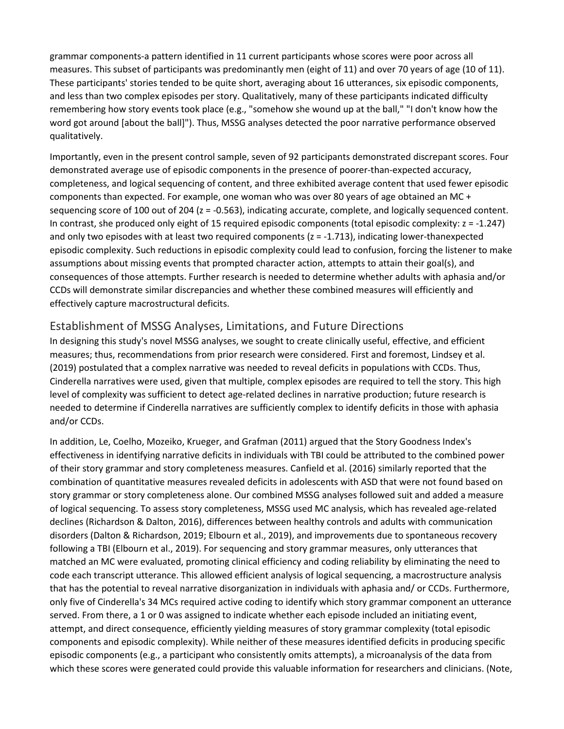grammar components-a pattern identified in 11 current participants whose scores were poor across all measures. This subset of participants was predominantly men (eight of 11) and over 70 years of age (10 of 11). These participants' stories tended to be quite short, averaging about 16 utterances, six episodic components, and less than two complex episodes per story. Qualitatively, many of these participants indicated difficulty remembering how story events took place (e.g., "somehow she wound up at the ball," "I don't know how the word got around [about the ball]"). Thus, MSSG analyses detected the poor narrative performance observed qualitatively.

Importantly, even in the present control sample, seven of 92 participants demonstrated discrepant scores. Four demonstrated average use of episodic components in the presence of poorer-than-expected accuracy, completeness, and logical sequencing of content, and three exhibited average content that used fewer episodic components than expected. For example, one woman who was over 80 years of age obtained an MC + sequencing score of 100 out of 204 ($z = -0.563$), indicating accurate, complete, and logically sequenced content. In contrast, she produced only eight of 15 required episodic components (total episodic complexity: $z = -1.247$) and only two episodes with at least two required components ($z = -1.713$), indicating lower-thanexpected episodic complexity. Such reductions in episodic complexity could lead to confusion, forcing the listener to make assumptions about missing events that prompted character action, attempts to attain their goal(s), and consequences of those attempts. Further research is needed to determine whether adults with aphasia and/or CCDs will demonstrate similar discrepancies and whether these combined measures will efficiently and effectively capture macrostructural deficits.

## Establishment of MSSG Analyses, Limitations, and Future Directions

In designing this study's novel MSSG analyses, we sought to create clinically useful, effective, and efficient measures; thus, recommendations from prior research were considered. First and foremost, Lindsey et al. (2019) postulated that a complex narrative was needed to reveal deficits in populations with CCDs. Thus, Cinderella narratives were used, given that multiple, complex episodes are required to tell the story. This high level of complexity was sufficient to detect age-related declines in narrative production; future research is needed to determine if Cinderella narratives are sufficiently complex to identify deficits in those with aphasia and/or CCDs.

In addition, Le, Coelho, Mozeiko, Krueger, and Grafman (2011) argued that the Story Goodness Index's effectiveness in identifying narrative deficits in individuals with TBI could be attributed to the combined power of their story grammar and story completeness measures. Canfield et al. (2016) similarly reported that the combination of quantitative measures revealed deficits in adolescents with ASD that were not found based on story grammar or story completeness alone. Our combined MSSG analyses followed suit and added a measure of logical sequencing. To assess story completeness, MSSG used MC analysis, which has revealed age-related declines (Richardson & Dalton, 2016), differences between healthy controls and adults with communication disorders (Dalton & Richardson, 2019; Elbourn et al., 2019), and improvements due to spontaneous recovery following a TBI (Elbourn et al., 2019). For sequencing and story grammar measures, only utterances that matched an MC were evaluated, promoting clinical efficiency and coding reliability by eliminating the need to code each transcript utterance. This allowed efficient analysis of logical sequencing, a macrostructure analysis that has the potential to reveal narrative disorganization in individuals with aphasia and/ or CCDs. Furthermore, only five of Cinderella's 34 MCs required active coding to identify which story grammar component an utterance served. From there, a 1 or 0 was assigned to indicate whether each episode included an initiating event, attempt, and direct consequence, efficiently yielding measures of story grammar complexity (total episodic components and episodic complexity). While neither of these measures identified deficits in producing specific episodic components (e.g., a participant who consistently omits attempts), a microanalysis of the data from which these scores were generated could provide this valuable information for researchers and clinicians. (Note,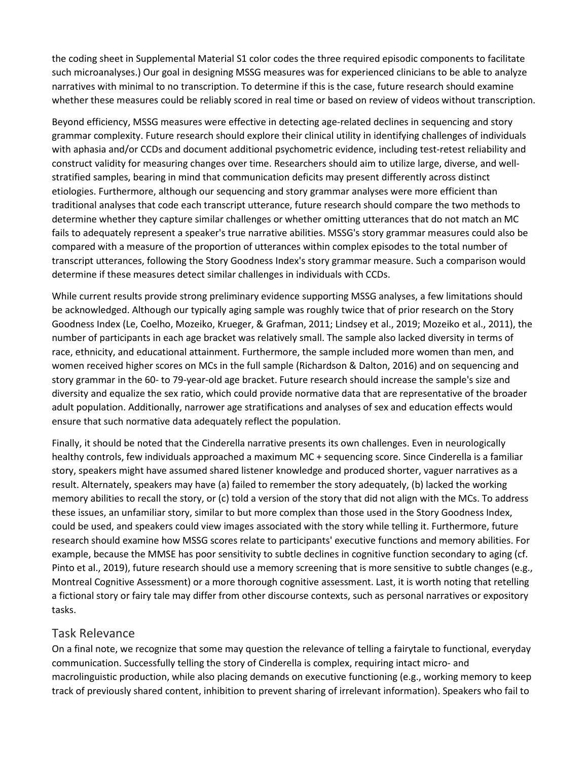the coding sheet in Supplemental Material S1 color codes the three required episodic components to facilitate such microanalyses.) Our goal in designing MSSG measures was for experienced clinicians to be able to analyze narratives with minimal to no transcription. To determine if this is the case, future research should examine whether these measures could be reliably scored in real time or based on review of videos without transcription.

Beyond efficiency, MSSG measures were effective in detecting age-related declines in sequencing and story grammar complexity. Future research should explore their clinical utility in identifying challenges of individuals with aphasia and/or CCDs and document additional psychometric evidence, including test-retest reliability and construct validity for measuring changes over time. Researchers should aim to utilize large, diverse, and well-stratified samples, bearing in mind that communication deficits may present differently across distinct etiologies. Furthermore, although our sequencing and story grammar analyses were more efficient than traditional analyses that code each transcript utterance, future research should compare the two methods to determine whether they capture similar challenges or whether omitting utterances that do not match an MC fails to adequately represent a speaker's true narrative abilities. MSSG's story grammar measures could also be compared with a measure of the proportion of utterances within complex episodes to the total number of transcript utterances, following the Story Goodness Index's story grammar measure. Such a comparison would determine if these measures detect similar challenges in individuals with CCDs.

While current results provide strong preliminary evidence supporting MSSG analyses, a few limitations should be acknowledged. Although our typically aging sample was roughly twice that of prior research on the Story Goodness Index (Le, Coelho, Mozeiko, Krueger, & Grafman, 2011; Lindsey et al., 2019; Mozeiko et al., 2011), the number of participants in each age bracket was relatively small. The sample also lacked diversity in terms of race, ethnicity, and educational attainment. Furthermore, the sample included more women than men, and women received higher scores on MCs in the full sample (Richardson & Dalton, 2016) and on sequencing and story grammar in the 60- to 79-year-old age bracket. Future research should increase the sample's size and diversity and equalize the sex ratio, which could provide normative data that are representative of the broader adult population. Additionally, narrower age stratifications and analyses of sex and education effects would ensure that such normative data adequately reflect the population.

Finally, it should be noted that the Cinderella narrative presents its own challenges. Even in neurologically healthy controls, few individuals approached a maximum MC + sequencing score. Since Cinderella is a familiar story, speakers might have assumed shared listener knowledge and produced shorter, vaguer narratives as a result. Alternately, speakers may have (a) failed to remember the story adequately, (b) lacked the working memory abilities to recall the story, or (c) told a version of the story that did not align with the MCs. To address these issues, an unfamiliar story, similar to but more complex than those used in the Story Goodness Index, could be used, and speakers could view images associated with the story while telling it. Furthermore, future research should examine how MSSG scores relate to participants' executive functions and memory abilities. For example, because the MMSE has poor sensitivity to subtle declines in cognitive function secondary to aging (cf. Pinto et al., 2019), future research should use a memory screening that is more sensitive to subtle changes (e.g., Montreal Cognitive Assessment) or a more thorough cognitive assessment. Last, it is worth noting that retelling a fictional story or fairy tale may differ from other discourse contexts, such as personal narratives or expository tasks.

## Task Relevance

On a final note, we recognize that some may question the relevance of telling a fairytale to functional, everyday communication. Successfully telling the story of Cinderella is complex, requiring intact micro- and macrolinguistic production, while also placing demands on executive functioning (e.g., working memory to keep track of previously shared content, inhibition to prevent sharing of irrelevant information). Speakers who fail to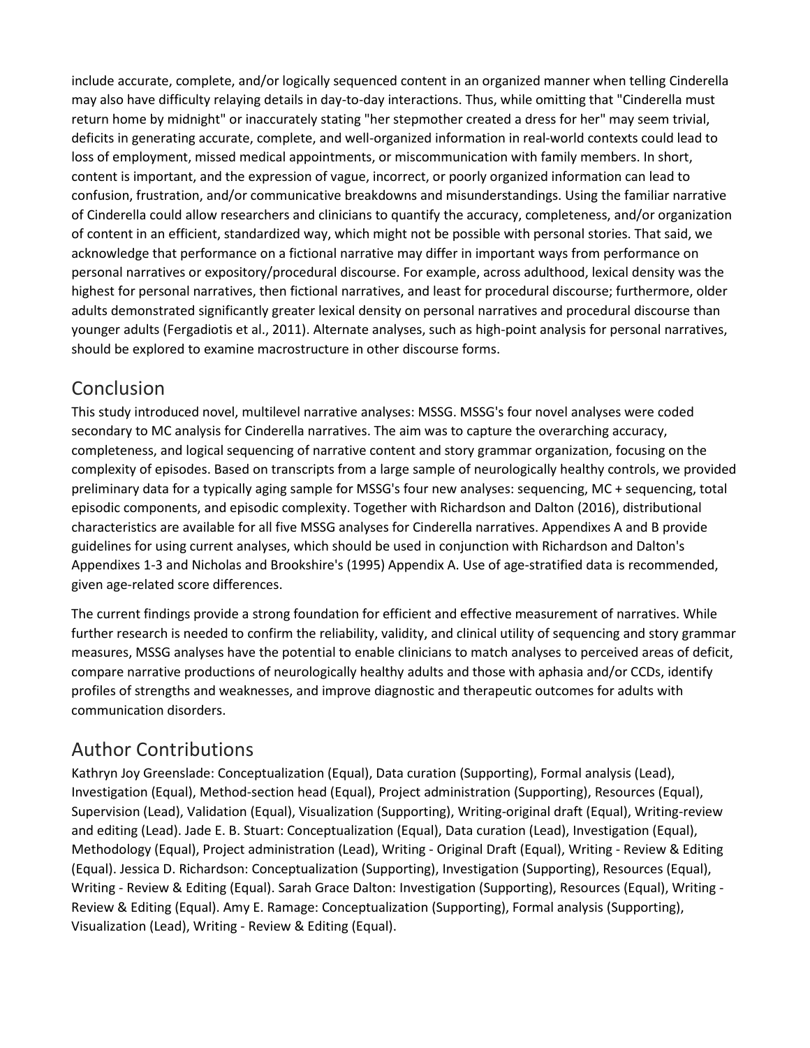include accurate, complete, and/or logically sequenced content in an organized manner when telling Cinderella may also have difficulty relaying details in day-to-day interactions. Thus, while omitting that "Cinderella must return home by midnight" or inaccurately stating "her stepmother created a dress for her" may seem trivial, deficits in generating accurate, complete, and well-organized information in real-world contexts could lead to loss of employment, missed medical appointments, or miscommunication with family members. In short, content is important, and the expression of vague, incorrect, or poorly organized information can lead to confusion, frustration, and/or communicative breakdowns and misunderstandings. Using the familiar narrative of Cinderella could allow researchers and clinicians to quantify the accuracy, completeness, and/or organization of content in an efficient, standardized way, which might not be possible with personal stories. That said, we acknowledge that performance on a fictional narrative may differ in important ways from performance on personal narratives or expository/procedural discourse. For example, across adulthood, lexical density was the highest for personal narratives, then fictional narratives, and least for procedural discourse; furthermore, older adults demonstrated significantly greater lexical density on personal narratives and procedural discourse than younger adults (Fergadiotis et al., 2011). Alternate analyses, such as high-point analysis for personal narratives, should be explored to examine macrostructure in other discourse forms.

## Conclusion

This study introduced novel, multilevel narrative analyses: MSSG. MSSG's four novel analyses were coded secondary to MC analysis for Cinderella narratives. The aim was to capture the overarching accuracy, completeness, and logical sequencing of narrative content and story grammar organization, focusing on the complexity of episodes. Based on transcripts from a large sample of neurologically healthy controls, we provided preliminary data for a typically aging sample for MSSG's four new analyses: sequencing, MC + sequencing, total episodic components, and episodic complexity. Together with Richardson and Dalton (2016), distributional characteristics are available for all five MSSG analyses for Cinderella narratives. Appendixes A and B provide guidelines for using current analyses, which should be used in conjunction with Richardson and Dalton's Appendixes 1-3 and Nicholas and Brookshire's (1995) Appendix A. Use of age-stratified data is recommended, given age-related score differences.

The current findings provide a strong foundation for efficient and effective measurement of narratives. While further research is needed to confirm the reliability, validity, and clinical utility of sequencing and story grammar measures, MSSG analyses have the potential to enable clinicians to match analyses to perceived areas of deficit, compare narrative productions of neurologically healthy adults and those with aphasia and/or CCDs, identify profiles of strengths and weaknesses, and improve diagnostic and therapeutic outcomes for adults with communication disorders.

## Author Contributions

Kathryn Joy Greenslade: Conceptualization (Equal), Data curation (Supporting), Formal analysis (Lead), Investigation (Equal), Method-section head (Equal), Project administration (Supporting), Resources (Equal), Supervision (Lead), Validation (Equal), Visualization (Supporting), Writing-original draft (Equal), Writing-review and editing (Lead). Jade E. B. Stuart: Conceptualization (Equal), Data curation (Lead), Investigation (Equal), Methodology (Equal), Project administration (Lead), Writing - Original Draft (Equal), Writing - Review & Editing (Equal). Jessica D. Richardson: Conceptualization (Supporting), Investigation (Supporting), Resources (Equal), Writing - Review & Editing (Equal). Sarah Grace Dalton: Investigation (Supporting), Resources (Equal), Writing - Review & Editing (Equal). Amy E. Ramage: Conceptualization (Supporting), Formal analysis (Supporting), Visualization (Lead), Writing - Review & Editing (Equal).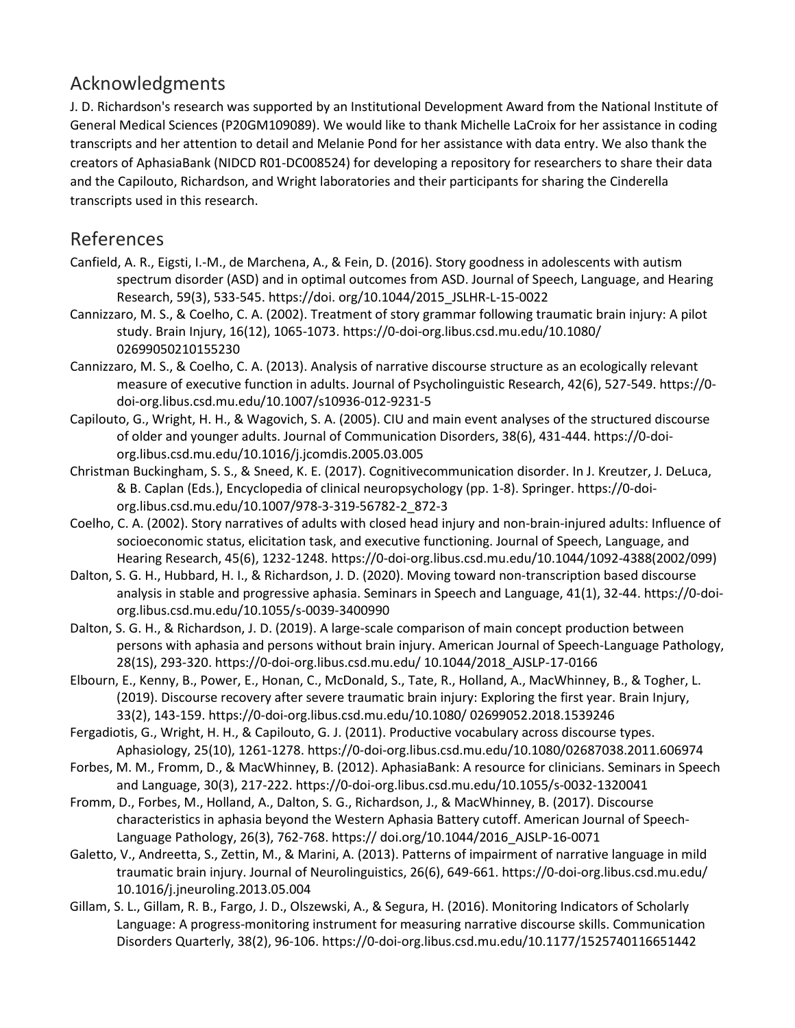## Acknowledgments

J. D. Richardson's research was supported by an Institutional Development Award from the National Institute of General Medical Sciences (P20GM109089). We would like to thank Michelle LaCroix for her assistance in coding transcripts and her attention to detail and Melanie Pond for her assistance with data entry. We also thank the creators of AphasiaBank (NIDCD R01-DC008524) for developing a repository for researchers to share their data and the Capilouto, Richardson, and Wright laboratories and their participants for sharing the Cinderella transcripts used in this research.

## References

Canfield, A. R., Eigsti, I.-M., de Marchena, A., & Fein, D. (2016). Story goodness in adolescents with autism spectrum disorder (ASD) and in optimal outcomes from ASD. Journal of Speech, Language, and Hearing Research, 59(3), 533-545. https://doi. org/10.1044/2015_JSLHR-L-15-0022

Cannizzaro, M. S., & Coelho, C. A. (2002). Treatment of story grammar following traumatic brain injury: A pilot study. Brain Injury, 16(12), 1065-1073. https://0-doi-org.libus.csd.mu.edu/10.1080/ 02699050210155230

Cannizzaro, M. S., & Coelho, C. A. (2013). Analysis of narrative discourse structure as an ecologically relevant measure of executive function in adults. Journal of Psycholinguistic Research, 42(6), 527-549. https://0-doi-org.libus.csd.mu.edu/10.1007/s10936-012-9231-5

Capilouto, G., Wright, H. H., & Wagovich, S. A. (2005). CIU and main event analyses of the structured discourse of older and younger adults. Journal of Communication Disorders, 38(6), 431-444. https://0-doi-org.libus.csd.mu.edu/10.1016/j.jcomdis.2005.03.005

Christman Buckingham, S. S., & Sneed, K. E. (2017). Cognitivecommunication disorder. In J. Kreutzer, J. DeLuca, & B. Caplan (Eds.), Encyclopedia of clinical neuropsychology (pp. 1-8). Springer. https://0-doi-org.libus.csd.mu.edu/10.1007/978-3-319-56782-2_872-3

Coelho, C. A. (2002). Story narratives of adults with closed head injury and non-brain-injured adults: Influence of socioeconomic status, elicitation task, and executive functioning. Journal of Speech, Language, and Hearing Research, 45(6), 1232-1248. https://0-doi-org.libus.csd.mu.edu/10.1044/1092-4388(2002/099)

Dalton, S. G. H., Hubbard, H. I., & Richardson, J. D. (2020). Moving toward non-transcription based discourse analysis in stable and progressive aphasia. Seminars in Speech and Language, 41(1), 32-44. https://0-doi-org.libus.csd.mu.edu/10.1055/s-0039-3400990

Dalton, S. G. H., & Richardson, J. D. (2019). A large-scale comparison of main concept production between persons with aphasia and persons without brain injury. American Journal of Speech-Language Pathology, 28(1S), 293-320. https://0-doi-org.libus.csd.mu.edu/ 10.1044/2018_AJSLP-17-0166

Elbourn, E., Kenny, B., Power, E., Honan, C., McDonald, S., Tate, R., Holland, A., MacWhinney, B., & Togher, L. (2019). Discourse recovery after severe traumatic brain injury: Exploring the first year. Brain Injury, 33(2), 143-159. https://0-doi-org.libus.csd.mu.edu/10.1080/ 02699052.2018.1539246

Fergadiotis, G., Wright, H. H., & Capilouto, G. J. (2011). Productive vocabulary across discourse types. Aphasiology, 25(10), 1261-1278. https://0-doi-org.libus.csd.mu.edu/10.1080/02687038.2011.606974

Forbes, M. M., Fromm, D., & MacWhinney, B. (2012). AphasiaBank: A resource for clinicians. Seminars in Speech and Language, 30(3), 217-222. https://0-doi-org.libus.csd.mu.edu/10.1055/s-0032-1320041

Fromm, D., Forbes, M., Holland, A., Dalton, S. G., Richardson, J., & MacWhinney, B. (2017). Discourse characteristics in aphasia beyond the Western Aphasia Battery cutoff. American Journal of Speech-Language Pathology, 26(3), 762-768. https:// doi.org/10.1044/2016_AJSLP-16-0071

Galetto, V., Andreetta, S., Zettin, M., & Marini, A. (2013). Patterns of impairment of narrative language in mild traumatic brain injury. Journal of Neurolinguistics, 26(6), 649-661. https://0-doi-org.libus.csd.mu.edu/ 10.1016/j.jneuroling.2013.05.004

Gillam, S. L., Gillam, R. B., Fargo, J. D., Olszewski, A., & Segura, H. (2016). Monitoring Indicators of Scholarly Language: A progress-monitoring instrument for measuring narrative discourse skills. Communication Disorders Quarterly, 38(2), 96-106. https://0-doi-org.libus.csd.mu.edu/10.1177/1525740116651442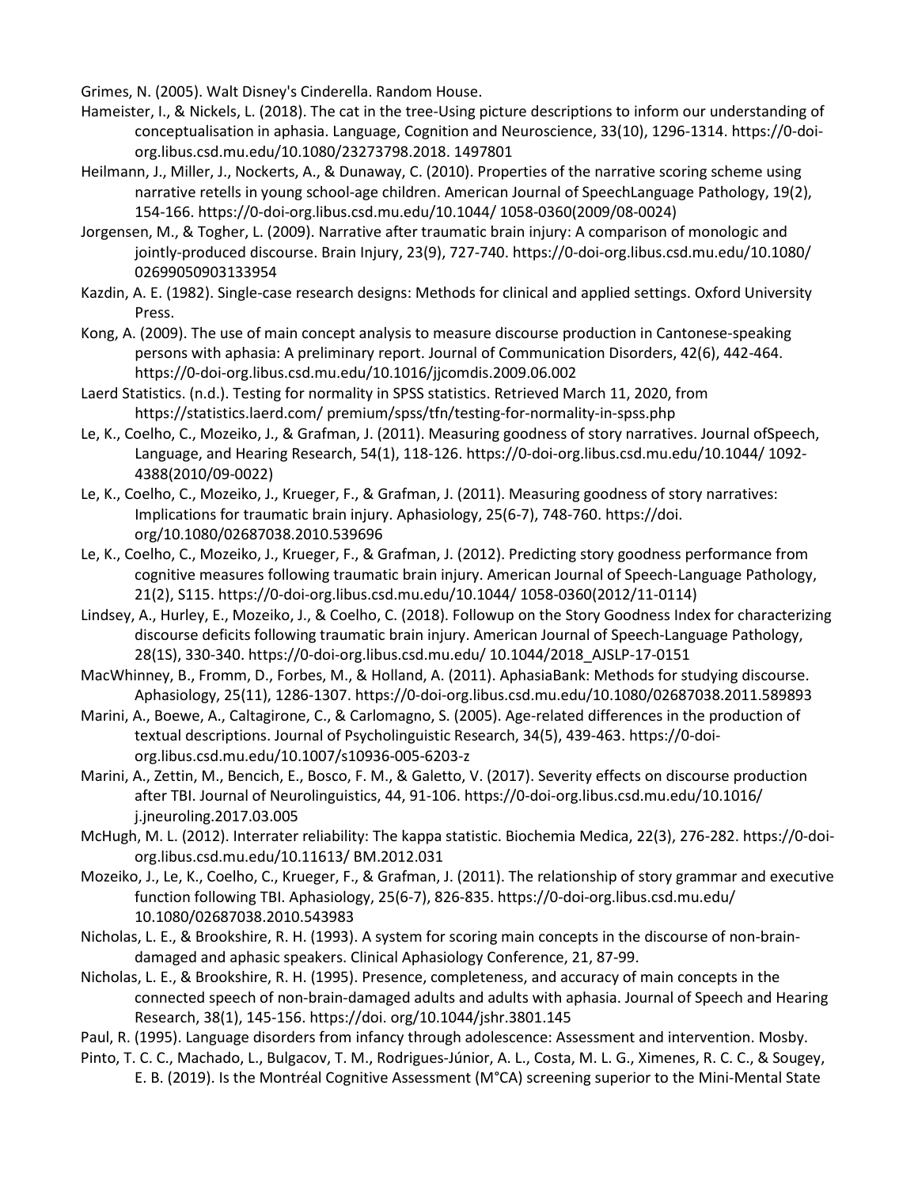Grimes, N. (2005). Walt Disney's Cinderella. Random House.

Hameister, I., & Nickels, L. (2018). The cat in the tree-Using picture descriptions to inform our understanding of conceptualisation in aphasia. Language, Cognition and Neuroscience, 33(10), 1296-1314. https://0-doi-org.libus.csd.mu.edu/10.1080/23273798.2018. 1497801

Heilmann, J., Miller, J., Nockerts, A., & Dunaway, C. (2010). Properties of the narrative scoring scheme using narrative retells in young school-age children. American Journal of SpeechLanguage Pathology, 19(2), 154-166. https://0-doi-org.libus.csd.mu.edu/10.1044/ 1058-0360(2009/08-0024)

Jorgensen, M., & Togher, L. (2009). Narrative after traumatic brain injury: A comparison of monologic and jointly-produced discourse. Brain Injury, 23(9), 727-740. https://0-doi-org.libus.csd.mu.edu/10.1080/ 02699050903133954

Kazdin, A. E. (1982). Single-case research designs: Methods for clinical and applied settings. Oxford University Press.

Kong, A. (2009). The use of main concept analysis to measure discourse production in Cantonese-speaking persons with aphasia: A preliminary report. Journal of Communication Disorders, 42(6), 442-464. https://0-doi-org.libus.csd.mu.edu/10.1016/jjcomdis.2009.06.002

Laerd Statistics. (n.d.). Testing for normality in SPSS statistics. Retrieved March 11, 2020, from https://statistics.laerd.com/ premium/spss/tfn/testing-for-normality-in-spss.php

Le, K., Coelho, C., Mozeiko, J., & Grafman, J. (2011). Measuring goodness of story narratives. Journal ofSpeech, Language, and Hearing Research, 54(1), 118-126. https://0-doi-org.libus.csd.mu.edu/10.1044/ 1092-4388(2010/09-0022)

Le, K., Coelho, C., Mozeiko, J., Krueger, F., & Grafman, J. (2011). Measuring goodness of story narratives: Implications for traumatic brain injury. Aphasiology, 25(6-7), 748-760. https://doi. org/10.1080/02687038.2010.539696

Le, K., Coelho, C., Mozeiko, J., Krueger, F., & Grafman, J. (2012). Predicting story goodness performance from cognitive measures following traumatic brain injury. American Journal of Speech-Language Pathology, 21(2), S115. https://0-doi-org.libus.csd.mu.edu/10.1044/ 1058-0360(2012/11-0114)

Lindsey, A., Hurley, E., Mozeiko, J., & Coelho, C. (2018). Followup on the Story Goodness Index for characterizing discourse deficits following traumatic brain injury. American Journal of Speech-Language Pathology, 28(1S), 330-340. https://0-doi-org.libus.csd.mu.edu/ 10.1044/2018_AJSLP-17-0151

MacWhinney, B., Fromm, D., Forbes, M., & Holland, A. (2011). AphasiaBank: Methods for studying discourse. Aphasiology, 25(11), 1286-1307. https://0-doi-org.libus.csd.mu.edu/10.1080/02687038.2011.589893

Marini, A., Boewe, A., Caltagirone, C., & Carlomagno, S. (2005). Age-related differences in the production of textual descriptions. Journal of Psycholinguistic Research, 34(5), 439-463. https://0-doi-org.libus.csd.mu.edu/10.1007/s10936-005-6203-z

Marini, A., Zettin, M., Bencich, E., Bosco, F. M., & Galetto, V. (2017). Severity effects on discourse production after TBI. Journal of Neurolinguistics, 44, 91-106. https://0-doi-org.libus.csd.mu.edu/10.1016/ j.jneuroling.2017.03.005

McHugh, M. L. (2012). Interrater reliability: The kappa statistic. Biochemia Medica, 22(3), 276-282. https://0-doi-org.libus.csd.mu.edu/10.11613/ BM.2012.031

Mozeiko, J., Le, K., Coelho, C., Krueger, F., & Grafman, J. (2011). The relationship of story grammar and executive function following TBI. Aphasiology, 25(6-7), 826-835. https://0-doi-org.libus.csd.mu.edu/ 10.1080/02687038.2010.543983

Nicholas, L. E., & Brookshire, R. H. (1993). A system for scoring main concepts in the discourse of non-brain-damaged and aphasic speakers. Clinical Aphasiology Conference, 21, 87-99.

Nicholas, L. E., & Brookshire, R. H. (1995). Presence, completeness, and accuracy of main concepts in the connected speech of non-brain-damaged adults and adults with aphasia. Journal of Speech and Hearing Research, 38(1), 145-156. https://doi. org/10.1044/jshr.3801.145

Paul, R. (1995). Language disorders from infancy through adolescence: Assessment and intervention. Mosby.

Pinto, T. C. C., Machado, L., Bulgacov, T. M., Rodrigues-Júnior, A. L., Costa, M. L. G., Ximenes, R. C. C., & Sougey, E. B. (2019). Is the Montréal Cognitive Assessment (M°CA) screening superior to the Mini-Mental State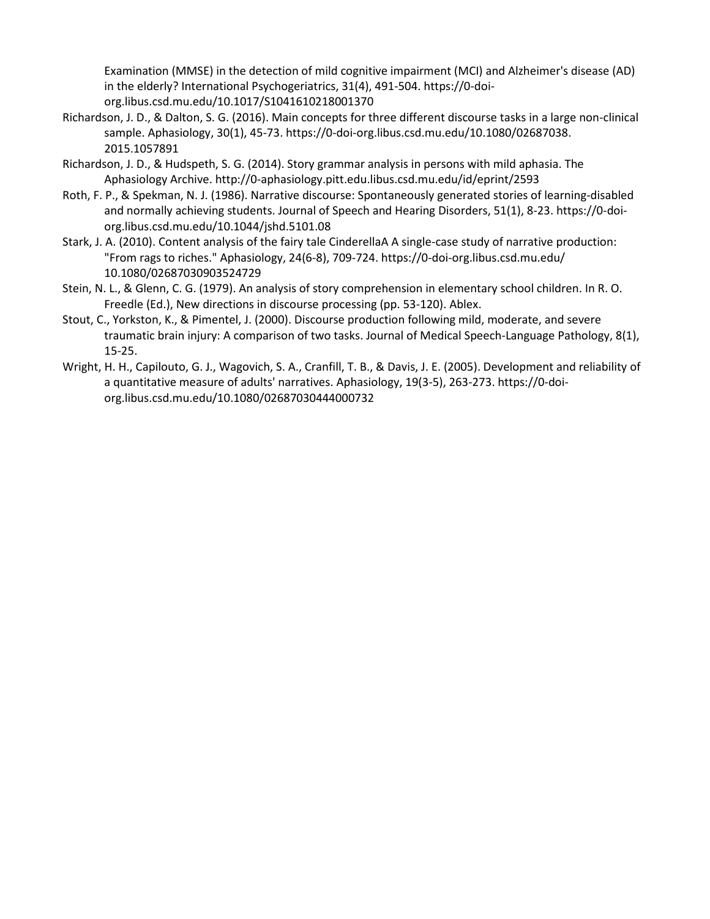Examination (MMSE) in the detection of mild cognitive impairment (MCI) and Alzheimer's disease (AD) in the elderly? International Psychogeriatrics, 31(4), 491-504. https://0-doi-org.libus.csd.mu.edu/10.1017/S1041610218001370

Richardson, J. D., & Dalton, S. G. (2016). Main concepts for three different discourse tasks in a large non-clinical sample. Aphasiology, 30(1), 45-73. https://0-doi-org.libus.csd.mu.edu/10.1080/02687038.2015.1057891

Richardson, J. D., & Hudspeth, S. G. (2014). Story grammar analysis in persons with mild aphasia. The Aphasiology Archive. http://0-aphasiology.pitt.edu.libus.csd.mu.edu/id/eprint/2593

Roth, F. P., & Spekman, N. J. (1986). Narrative discourse: Spontaneously generated stories of learning-disabled and normally achieving students. Journal of Speech and Hearing Disorders, 51(1), 8-23. https://0-doi-org.libus.csd.mu.edu/10.1044/jshd.5101.08

Stark, J. A. (2010). Content analysis of the fairy tale CinderellaA A single-case study of narrative production: "From rags to riches." Aphasiology, 24(6-8), 709-724. https://0-doi-org.libus.csd.mu.edu/10.1080/02687030903524729

Stein, N. L., & Glenn, C. G. (1979). An analysis of story comprehension in elementary school children. In R. O. Freedle (Ed.), New directions in discourse processing (pp. 53-120). Ablex.

Stout, C., Yorkston, K., & Pimentel, J. (2000). Discourse production following mild, moderate, and severe traumatic brain injury: A comparison of two tasks. Journal of Medical Speech-Language Pathology, 8(1), 15-25.

Wright, H. H., Capilouto, G. J., Wagovich, S. A., Cranfill, T. B., & Davis, J. E. (2005). Development and reliability of a quantitative measure of adults' narratives. Aphasiology, 19(3-5), 263-273. https://0-doi-org.libus.csd.mu.edu/10.1080/02687030444000732